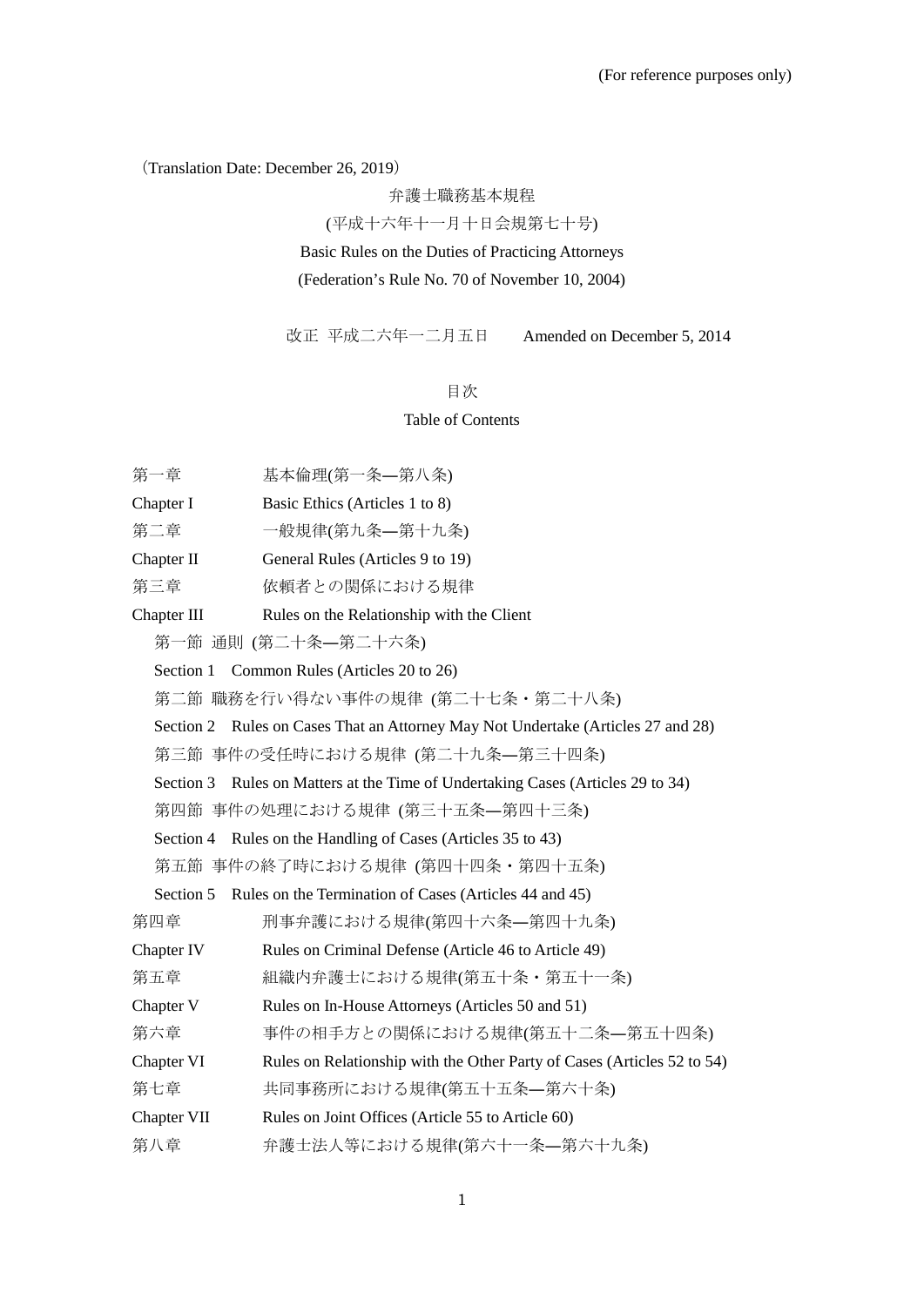(For reference purposes only)

（Translation Date: December 26, 2019）

# 弁護士職務基本規程

(平成十六年十一月十日会規第七十号)

# Basic Rules on the Duties of Practicing Attorneys

(Federation’s Rule No. 70 of November 10, 2004)

改正 平成二六年一二月五日　　Amended on December 5, 2014

## 目次

## Table of Contents

第一章　基本倫理(第一条―第八条)

Chapter I　Basic Ethics (Articles 1 to 8)

第二章　一般規律(第九条―第十九条)

Chapter II　General Rules (Articles 9 to 19)

第三章　依頼者との関係における規律

Chapter III　Rules on the Relationship with the Client

第一節 通則 (第二十条―第二十六条)

Section 1　Common Rules (Articles 20 to 26)

第二節 職務を行い得ない事件の規律 (第二十七条・第二十八条)

Section 2　Rules on Cases That an Attorney May Not Undertake (Articles 27 and 28)

第三節 事件の受任時における規律 (第二十九条―第三十四条)

Section 3　Rules on Matters at the Time of Undertaking Cases (Articles 29 to 34)

第四節 事件の処理における規律 (第三十五条―第四十三条)

Section 4　Rules on the Handling of Cases (Articles 35 to 43)

第五節 事件の終了時における規律 (第四十四条・第四十五条)

Section 5　Rules on the Termination of Cases (Articles 44 and 45)

第四章　刑事弁護における規律(第四十六条―第四十九条)

Chapter IV　Rules on Criminal Defense (Article 46 to Article 49)

第五章　組織内弁護士における規律(第五十条・第五十一条)

Chapter V　Rules on In-House Attorneys (Articles 50 and 51)

第六章　事件の相手方との関係における規律(第五十二条―第五十四条)

Chapter VI　Rules on Relationship with the Other Party of Cases (Articles 52 to 54)

第七章　共同事務所における規律(第五十五条―第六十条)

Chapter VII　Rules on Joint Offices (Article 55 to Article 60)

第八章　弁護士法人等における規律(第六十一条―第六十九条)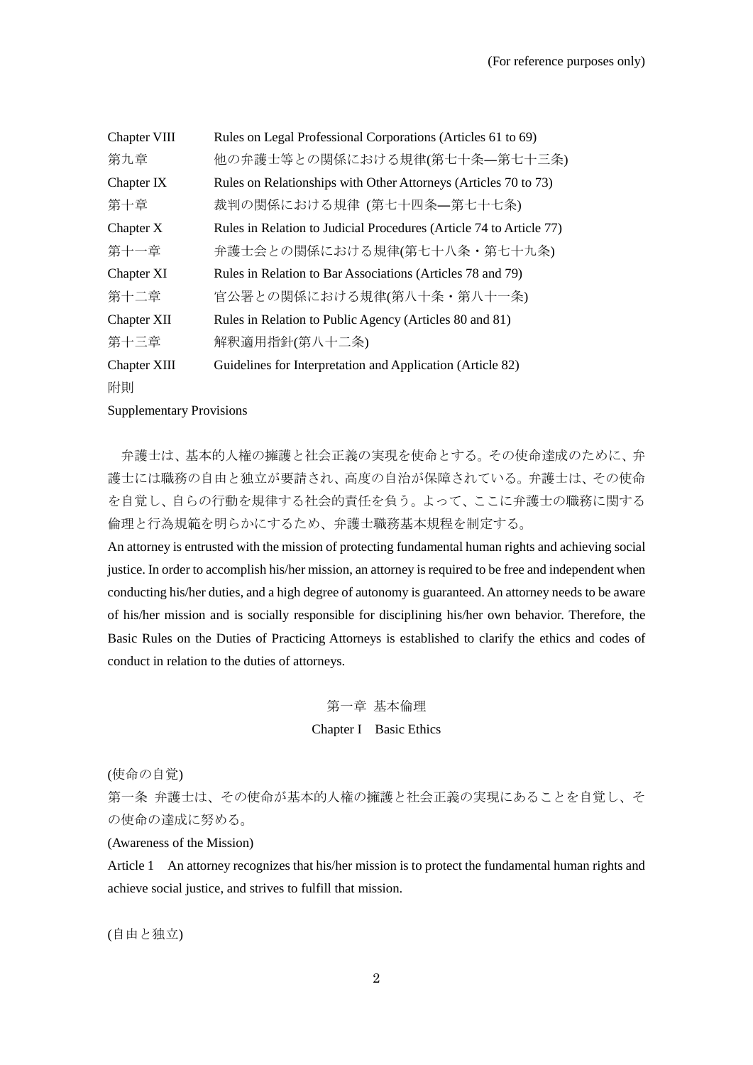(For reference purposes only)

| | |
|---|---|
| Chapter VIII | Rules on Legal Professional Corporations (Articles 61 to 69) |
| 第九章 | 他の弁護士等との関係における規律(第七十条—第七十三条) |
| Chapter IX | Rules on Relationships with Other Attorneys (Articles 70 to 73) |
| 第十章 | 裁判の関係における規律 (第七十四条—第七十七条) |
| Chapter X | Rules in Relation to Judicial Procedures (Article 74 to Article 77) |
| 第十一章 | 弁護士会との関係における規律(第七十八条・第七十九条) |
| Chapter XI | Rules in Relation to Bar Associations (Articles 78 and 79) |
| 第十二章 | 官公署との関係における規律(第八十条・第八十一条) |
| Chapter XII | Rules in Relation to Public Agency (Articles 80 and 81) |
| 第十三章 | 解釈適用指針(第八十二条) |
| Chapter XIII | Guidelines for Interpretation and Application (Article 82) |

附則

Supplementary Provisions

弁護士は、基本的人権の擁護と社会正義の実現を使命とする。その使命達成のために、弁護士には職務の自由と独立が要請され、高度の自治が保障されている。弁護士は、その使命を自覚し、自らの行動を規律する社会的責任を負う。よって、ここに弁護士の職務に関する倫理と行為規範を明らかにするため、弁護士職務基本規程を制定する。

An attorney is entrusted with the mission of protecting fundamental human rights and achieving social justice. In order to accomplish his/her mission, an attorney is required to be free and independent when conducting his/her duties, and a high degree of autonomy is guaranteed. An attorney needs to be aware of his/her mission and is socially responsible for disciplining his/her own behavior. Therefore, the Basic Rules on the Duties of Practicing Attorneys is established to clarify the ethics and codes of conduct in relation to the duties of attorneys.

## 第一章 基本倫理

## Chapter I Basic Ethics

(使命の自覚)

第一条 弁護士は、その使命が基本的人権の擁護と社会正義の実現にあることを自覚し、その使命の達成に努める。

(Awareness of the Mission)

Article 1 An attorney recognizes that his/her mission is to protect the fundamental human rights and achieve social justice, and strives to fulfill that mission.

(自由と独立)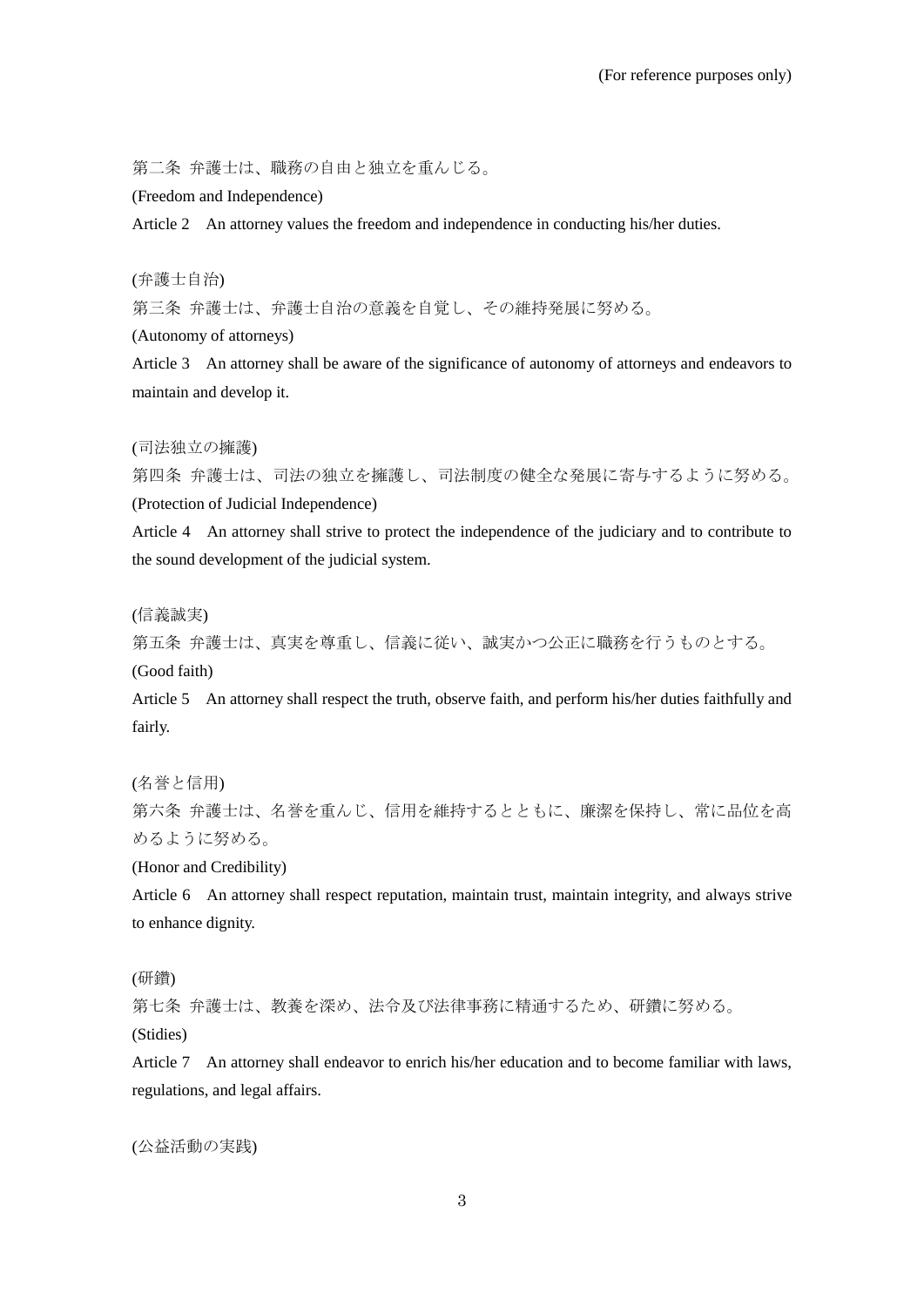(For reference purposes only)

第二条 弁護士は、職務の自由と独立を重んじる。

(Freedom and Independence)

Article 2　An attorney values the freedom and independence in conducting his/her duties.

(弁護士自治)

第三条 弁護士は、弁護士自治の意義を自覚し、その維持発展に努める。

(Autonomy of attorneys)

Article 3　An attorney shall be aware of the significance of autonomy of attorneys and endeavors to maintain and develop it.

(司法独立の擁護)

第四条 弁護士は、司法の独立を擁護し、司法制度の健全な発展に寄与するように努める。

(Protection of Judicial Independence)

Article 4　An attorney shall strive to protect the independence of the judiciary and to contribute to the sound development of the judicial system.

(信義誠実)

第五条 弁護士は、真実を尊重し、信義に従い、誠実かつ公正に職務を行うものとする。

(Good faith)

Article 5　An attorney shall respect the truth, observe faith, and perform his/her duties faithfully and fairly.

(名誉と信用)

第六条 弁護士は、名誉を重んじ、信用を維持するとともに、廉潔を保持し、常に品位を高めるように努める。

(Honor and Credibility)

Article 6　An attorney shall respect reputation, maintain trust, maintain integrity, and always strive to enhance dignity.

(研鑽)

第七条 弁護士は、教養を深め、法令及び法律事務に精通するため、研鑽に努める。

(Stidies)

Article 7　An attorney shall endeavor to enrich his/her education and to become familiar with laws, regulations, and legal affairs.

(公益活動の実践)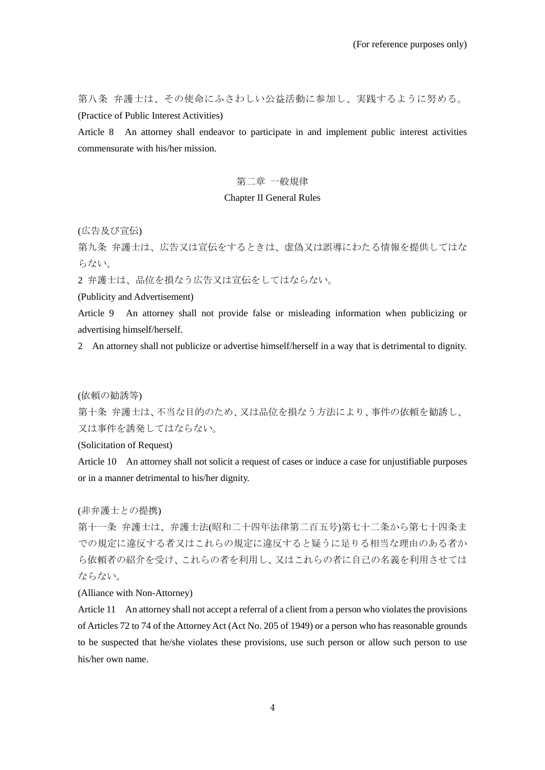第八条　弁護士は、その使命にふさわしい公益活動に参加し、実践するように努める。

(Practice of Public Interest Activities)

Article 8　An attorney shall endeavor to participate in and implement public interest activities commensurate with his/her mission.

## 第二章 一般規律

## Chapter II General Rules

(広告及び宣伝)

第九条　弁護士は、広告又は宣伝をするときは、虚偽又は誤導にわたる情報を提供してはならない。

2　弁護士は、品位を損なう広告又は宣伝をしてはならない。

(Publicity and Advertisement)

Article 9　An attorney shall not provide false or misleading information when publicizing or advertising himself/herself.

2　An attorney shall not publicize or advertise himself/herself in a way that is detrimental to dignity.

(依頼の勧誘等)

第十条　弁護士は、不当な目的のため、又は品位を損なう方法により、事件の依頼を勧誘し、又は事件を誘発してはならない。

(Solicitation of Request)

Article 10　An attorney shall not solicit a request of cases or induce a case for unjustifiable purposes or in a manner detrimental to his/her dignity.

(非弁護士との提携)

第十一条　弁護士は、弁護士法(昭和二十四年法律第二百五号)第七十二条から第七十四条までの規定に違反する者又はこれらの規定に違反すると疑うに足りる相当な理由のある者から依頼者の紹介を受け、これらの者を利用し、又はこれらの者に自己の名義を利用させてはならない。

(Alliance with Non-Attorney)

Article 11　An attorney shall not accept a referral of a client from a person who violates the provisions of Articles 72 to 74 of the Attorney Act (Act No. 205 of 1949) or a person who has reasonable grounds to be suspected that he/she violates these provisions, use such person or allow such person to use his/her own name.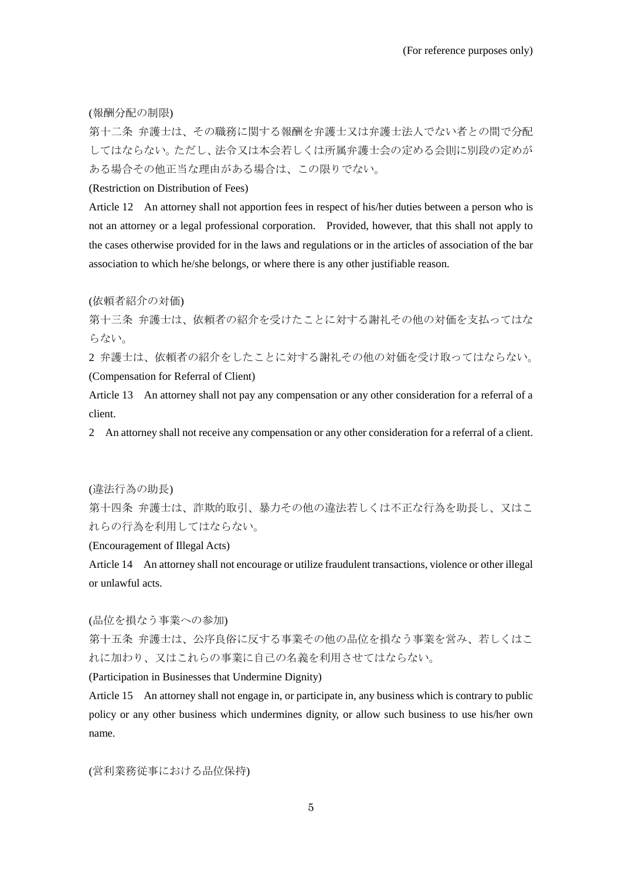(For reference purposes only)

(報酬分配の制限)

第十二条 弁護士は、その職務に関する報酬を弁護士又は弁護士法人でない者との間で分配してはならない。ただし、法令又は本会若しくは所属弁護士会の定める会則に別段の定めがある場合その他正当な理由がある場合は、この限りでない。

(Restriction on Distribution of Fees)

Article 12　An attorney shall not apportion fees in respect of his/her duties between a person who is not an attorney or a legal professional corporation.　Provided, however, that this shall not apply to the cases otherwise provided for in the laws and regulations or in the articles of association of the bar association to which he/she belongs, or where there is any other justifiable reason.

(依頼者紹介の対価)

第十三条 弁護士は、依頼者の紹介を受けたことに対する謝礼その他の対価を支払ってはならない。

2 弁護士は、依頼者の紹介をしたことに対する謝礼その他の対価を受け取ってはならない。

(Compensation for Referral of Client)

Article 13　An attorney shall not pay any compensation or any other consideration for a referral of a client.

2　An attorney shall not receive any compensation or any other consideration for a referral of a client.

(違法行為の助長)

第十四条 弁護士は、詐欺的取引、暴力その他の違法若しくは不正な行為を助長し、又はこれらの行為を利用してはならない。

(Encouragement of Illegal Acts)

Article 14　An attorney shall not encourage or utilize fraudulent transactions, violence or other illegal or unlawful acts.

(品位を損なう事業への参加)

第十五条 弁護士は、公序良俗に反する事業その他の品位を損なう事業を営み、若しくはこれに加わり、又はこれらの事業に自己の名義を利用させてはならない。

(Participation in Businesses that Undermine Dignity)

Article 15　An attorney shall not engage in, or participate in, any business which is contrary to public policy or any other business which undermines dignity, or allow such business to use his/her own name.

(営利業務従事における品位保持)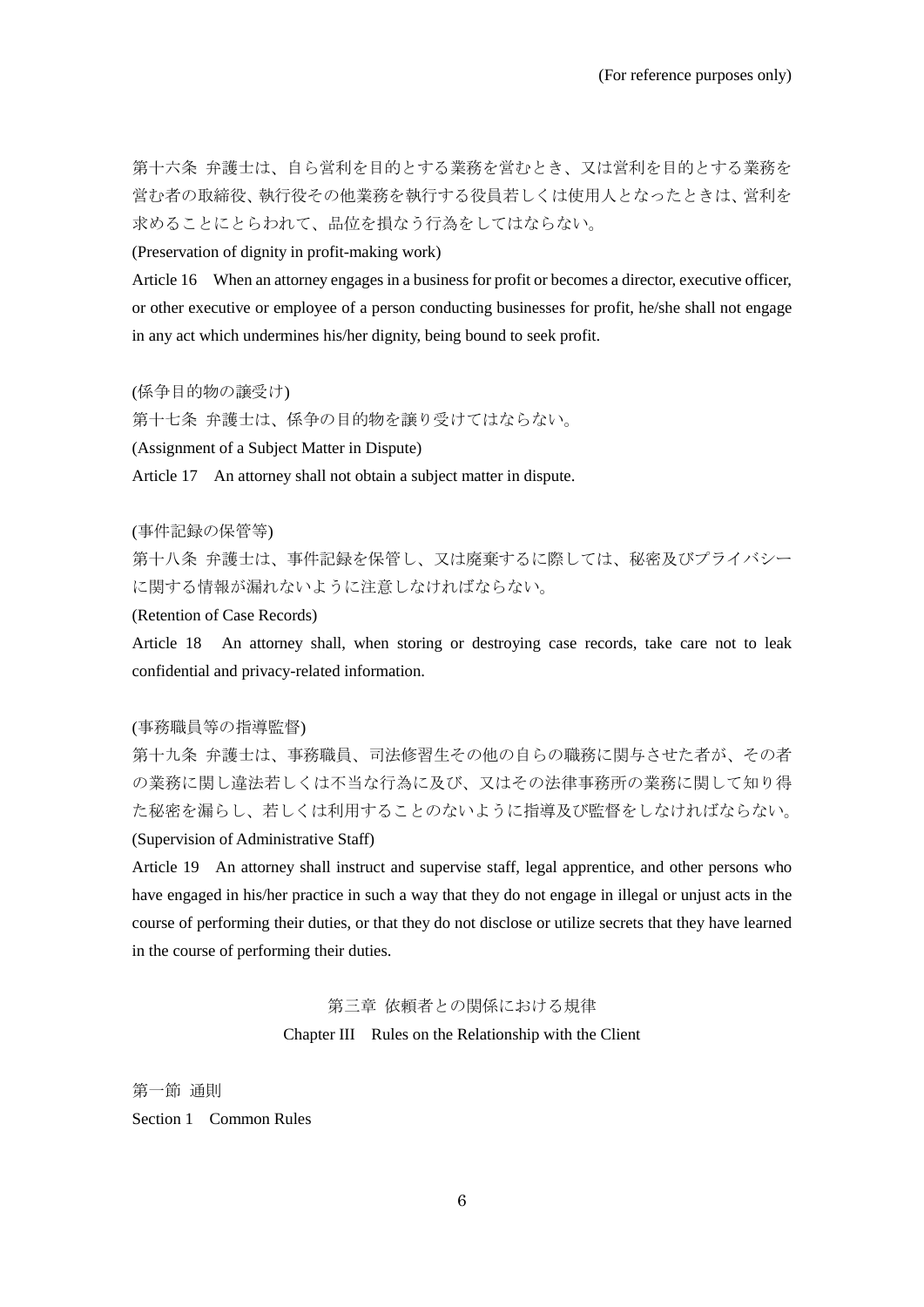第十六条 弁護士は、自ら営利を目的とする業務を営むとき、又は営利を目的とする業務を営む者の取締役、執行役その他業務を執行する役員若しくは使用人となったときは、営利を求めることにとらわれて、品位を損なう行為をしてはならない。

(Preservation of dignity in profit-making work)

Article 16 When an attorney engages in a business for profit or becomes a director, executive officer, or other executive or employee of a person conducting businesses for profit, he/she shall not engage in any act which undermines his/her dignity, being bound to seek profit.

(係争目的物の譲受け)

第十七条 弁護士は、係争の目的物を譲り受けてはならない。

(Assignment of a Subject Matter in Dispute)

Article 17 An attorney shall not obtain a subject matter in dispute.

(事件記録の保管等)

第十八条 弁護士は、事件記録を保管し、又は廃棄するに際しては、秘密及びプライバシーに関する情報が漏れないように注意しなければならない。

(Retention of Case Records)

Article 18 An attorney shall, when storing or destroying case records, take care not to leak confidential and privacy-related information.

(事務職員等の指導監督)

第十九条 弁護士は、事務職員、司法修習生その他の自らの職務に関与させた者が、その者の業務に関し違法若しくは不当な行為に及び、又はその法律事務所の業務に関して知り得た秘密を漏らし、若しくは利用することのないように指導及び監督をしなければならない。

(Supervision of Administrative Staff)

Article 19 An attorney shall instruct and supervise staff, legal apprentice, and other persons who have engaged in his/her practice in such a way that they do not engage in illegal or unjust acts in the course of performing their duties, or that they do not disclose or utilize secrets that they have learned in the course of performing their duties.

## 第三章 依頼者との関係における規律

## Chapter III Rules on the Relationship with the Client

### 第一節 通則

### Section 1 Common Rules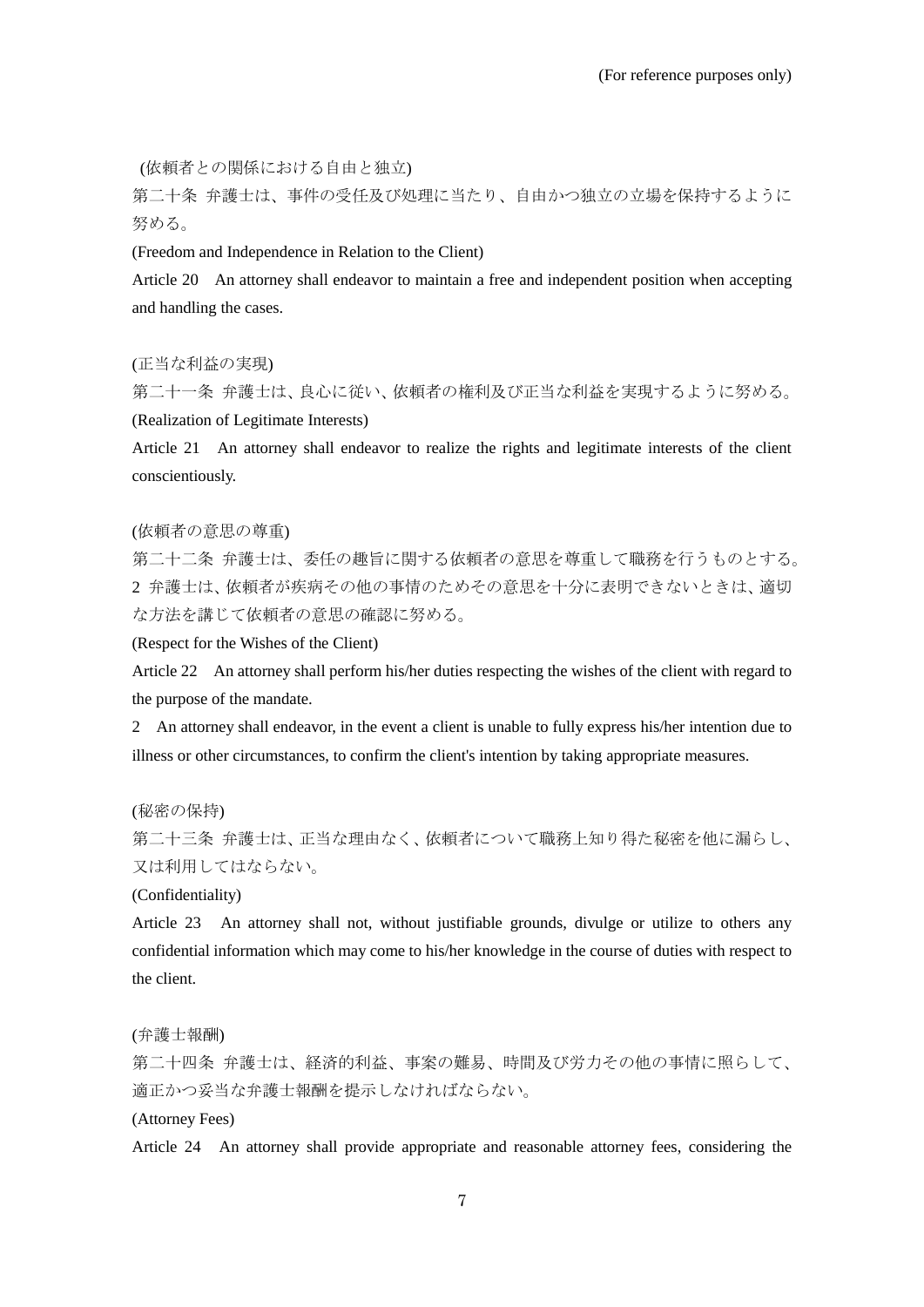(依頼者との関係における自由と独立)

第二十条 弁護士は、事件の受任及び処理に当たり、自由かつ独立の立場を保持するように努める。

(Freedom and Independence in Relation to the Client)

Article 20 An attorney shall endeavor to maintain a free and independent position when accepting and handling the cases.

(正当な利益の実現)

第二十一条 弁護士は、良心に従い、依頼者の権利及び正当な利益を実現するように努める。

(Realization of Legitimate Interests)

Article 21 An attorney shall endeavor to realize the rights and legitimate interests of the client conscientiously.

(依頼者の意思の尊重)

第二十二条 弁護士は、委任の趣旨に関する依頼者の意思を尊重して職務を行うものとする。

2 弁護士は、依頼者が疾病その他の事情のためその意思を十分に表明できないときは、適切な方法を講じて依頼者の意思の確認に努める。

(Respect for the Wishes of the Client)

Article 22 An attorney shall perform his/her duties respecting the wishes of the client with regard to the purpose of the mandate.

2 An attorney shall endeavor, in the event a client is unable to fully express his/her intention due to illness or other circumstances, to confirm the client's intention by taking appropriate measures.

(秘密の保持)

第二十三条 弁護士は、正当な理由なく、依頼者について職務上知り得た秘密を他に漏らし、又は利用してはならない。

(Confidentiality)

Article 23 An attorney shall not, without justifiable grounds, divulge or utilize to others any confidential information which may come to his/her knowledge in the course of duties with respect to the client.

(弁護士報酬)

第二十四条 弁護士は、経済的利益、事案の難易、時間及び労力その他の事情に照らして、適正かつ妥当な弁護士報酬を提示しなければならない。

(Attorney Fees)

Article 24 An attorney shall provide appropriate and reasonable attorney fees, considering the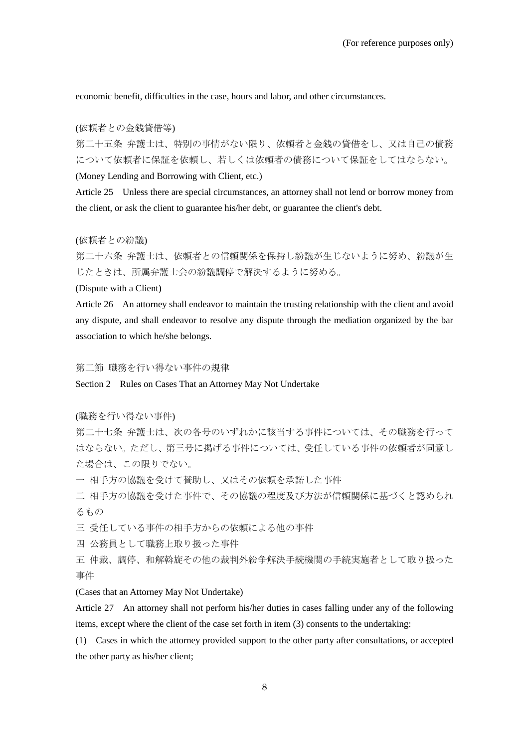economic benefit, difficulties in the case, hours and labor, and other circumstances.

(依頼者との金銭貸借等)

第二十五条 弁護士は、特別の事情がない限り、依頼者と金銭の貸借をし、又は自己の債務について依頼者に保証を依頼し、若しくは依頼者の債務について保証をしてはならない。

(Money Lending and Borrowing with Client, etc.)

Article 25 Unless there are special circumstances, an attorney shall not lend or borrow money from the client, or ask the client to guarantee his/her debt, or guarantee the client's debt.

(依頼者との紛議)

第二十六条 弁護士は、依頼者との信頼関係を保持し紛議が生じないように努め、紛議が生じたときは、所属弁護士会の紛議調停で解決するように努める。

(Dispute with a Client)

Article 26 An attorney shall endeavor to maintain the trusting relationship with the client and avoid any dispute, and shall endeavor to resolve any dispute through the mediation organized by the bar association to which he/she belongs.

## 第二節 職務を行い得ない事件の規律

## Section 2 Rules on Cases That an Attorney May Not Undertake

(職務を行い得ない事件)

第二十七条 弁護士は、次の各号のいずれかに該当する事件については、その職務を行ってはならない。ただし、第三号に掲げる事件については、受任している事件の依頼者が同意した場合は、この限りでない。

一 相手方の協議を受けて賛助し、又はその依頼を承諾した事件

二 相手方の協議を受けた事件で、その協議の程度及び方法が信頼関係に基づくと認められるもの

三 受任している事件の相手方からの依頼による他の事件

四 公務員として職務上取り扱った事件

五 仲裁、調停、和解斡旋その他の裁判外紛争解決手続機関の手続実施者として取り扱った事件

(Cases that an Attorney May Not Undertake)

Article 27 An attorney shall not perform his/her duties in cases falling under any of the following items, except where the client of the case set forth in item (3) consents to the undertaking:

(1) Cases in which the attorney provided support to the other party after consultations, or accepted the other party as his/her client;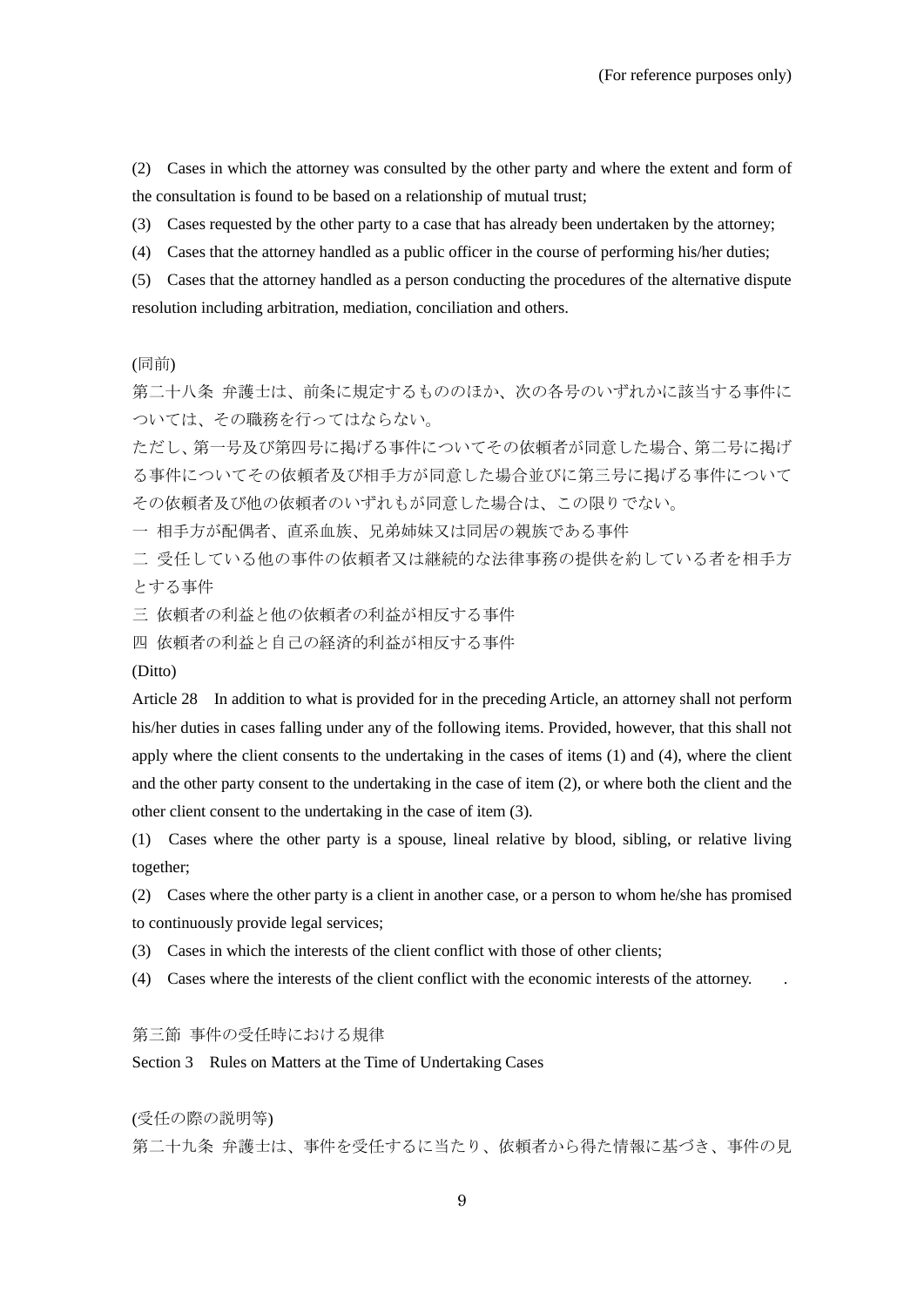(For reference purposes only)

(2) Cases in which the attorney was consulted by the other party and where the extent and form of the consultation is found to be based on a relationship of mutual trust;

(3) Cases requested by the other party to a case that has already been undertaken by the attorney;

(4) Cases that the attorney handled as a public officer in the course of performing his/her duties;

(5) Cases that the attorney handled as a person conducting the procedures of the alternative dispute resolution including arbitration, mediation, conciliation and others.

(同前)

第二十八条 弁護士は、前条に規定するもののほか、次の各号のいずれかに該当する事件については、その職務を行ってはならない。

ただし、第一号及び第四号に掲げる事件についてその依頼者が同意した場合、第二号に掲げる事件についてその依頼者及び相手方が同意した場合並びに第三号に掲げる事件についてその依頼者及び他の依頼者のいずれもが同意した場合は、この限りでない。

一 相手方が配偶者、直系血族、兄弟姉妹又は同居の親族である事件

二 受任している他の事件の依頼者又は継続的な法律事務の提供を約している者を相手方とする事件

三 依頼者の利益と他の依頼者の利益が相反する事件

四 依頼者の利益と自己の経済的利益が相反する事件

(Ditto)

Article 28 In addition to what is provided for in the preceding Article, an attorney shall not perform his/her duties in cases falling under any of the following items. Provided, however, that this shall not apply where the client consents to the undertaking in the cases of items (1) and (4), where the client and the other party consent to the undertaking in the case of item (2), or where both the client and the other client consent to the undertaking in the case of item (3).

(1) Cases where the other party is a spouse, lineal relative by blood, sibling, or relative living together;

(2) Cases where the other party is a client in another case, or a person to whom he/she has promised to continuously provide legal services;

(3) Cases in which the interests of the client conflict with those of other clients;

(4) Cases where the interests of the client conflict with the economic interests of the attorney. .

## 第三節 事件の受任時における規律

## Section 3 Rules on Matters at the Time of Undertaking Cases

(受任の際の説明等)

第二十九条 弁護士は、事件を受任するに当たり、依頼者から得た情報に基づき、事件の見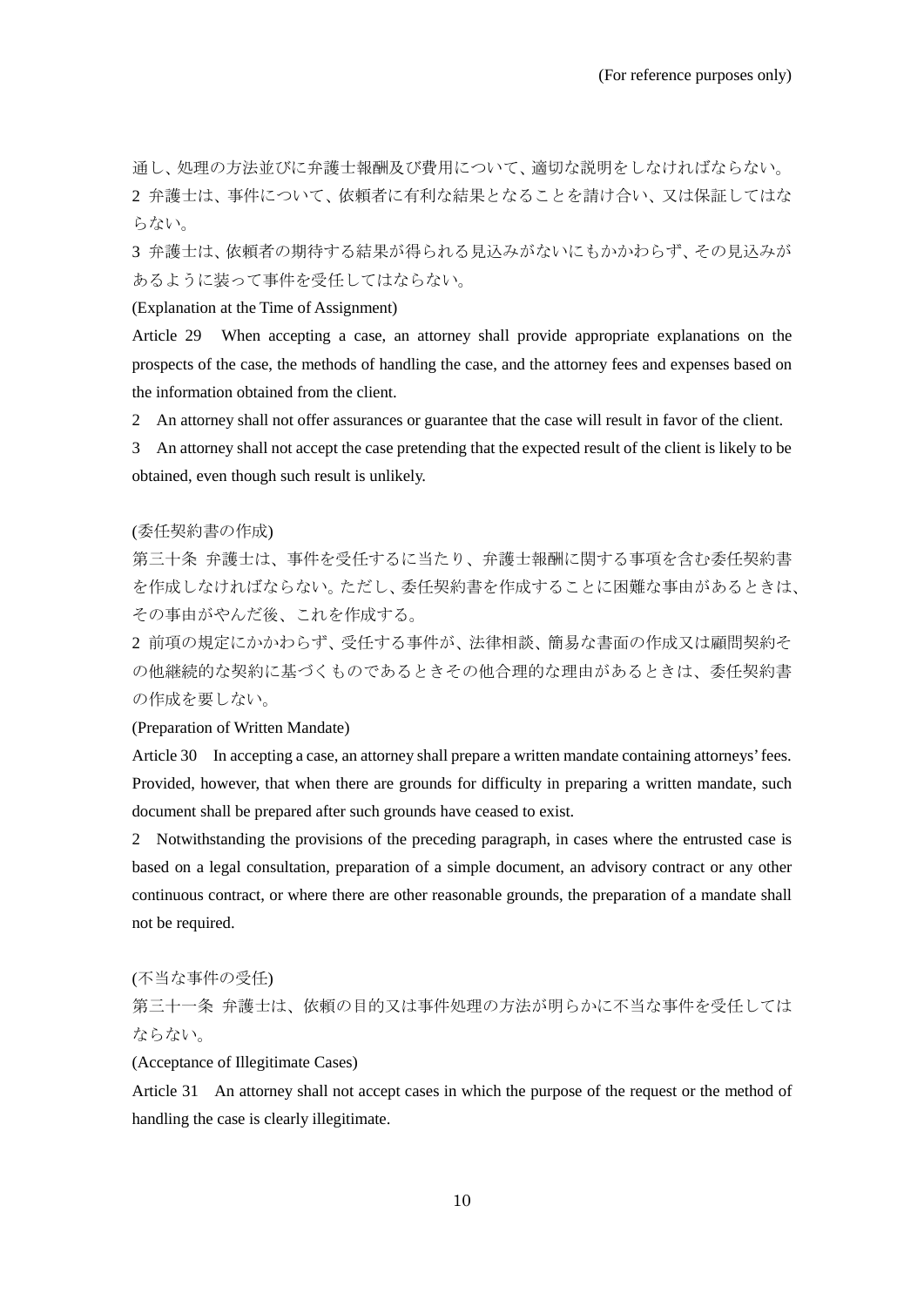通し、処理の方法並びに弁護士報酬及び費用について、適切な説明をしなければならない。

2 弁護士は、事件について、依頼者に有利な結果となることを請け合い、又は保証してはならない。

3 弁護士は、依頼者の期待する結果が得られる見込みがないにもかかわらず、その見込みがあるように装って事件を受任してはならない。

(Explanation at the Time of Assignment)

Article 29　When accepting a case, an attorney shall provide appropriate explanations on the prospects of the case, the methods of handling the case, and the attorney fees and expenses based on the information obtained from the client.

2　An attorney shall not offer assurances or guarantee that the case will result in favor of the client.

3　An attorney shall not accept the case pretending that the expected result of the client is likely to be obtained, even though such result is unlikely.

(委任契約書の作成)

第三十条 弁護士は、事件を受任するに当たり、弁護士報酬に関する事項を含む委任契約書を作成しなければならない。ただし、委任契約書を作成することに困難な事由があるときは、その事由がやんだ後、これを作成する。

2 前項の規定にかかわらず、受任する事件が、法律相談、簡易な書面の作成又は顧問契約その他継続的な契約に基づくものであるときその他合理的な理由があるときは、委任契約書の作成を要しない。

(Preparation of Written Mandate)

Article 30　In accepting a case, an attorney shall prepare a written mandate containing attorneys' fees. Provided, however, that when there are grounds for difficulty in preparing a written mandate, such document shall be prepared after such grounds have ceased to exist.

2　Notwithstanding the provisions of the preceding paragraph, in cases where the entrusted case is based on a legal consultation, preparation of a simple document, an advisory contract or any other continuous contract, or where there are other reasonable grounds, the preparation of a mandate shall not be required.

(不当な事件の受任)

第三十一条 弁護士は、依頼の目的又は事件処理の方法が明らかに不当な事件を受任してはならない。

(Acceptance of Illegitimate Cases)

Article 31　An attorney shall not accept cases in which the purpose of the request or the method of handling the case is clearly illegitimate.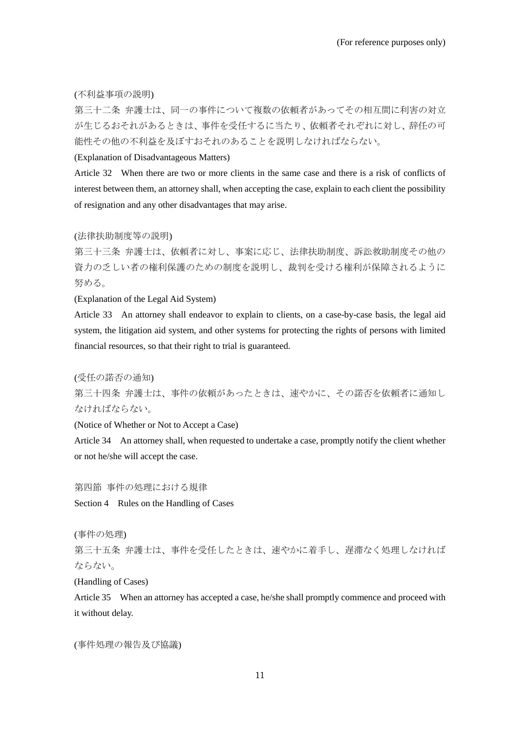(For reference purposes only)

(不利益事項の説明)

第三十二条 弁護士は、同一の事件について複数の依頼者があってその相互間に利害の対立が生じるおそれがあるときは、事件を受任するに当たり、依頼者それぞれに対し、辞任の可能性その他の不利益を及ぼすおそれのあることを説明しなければならない。

(Explanation of Disadvantageous Matters)

Article 32 When there are two or more clients in the same case and there is a risk of conflicts of interest between them, an attorney shall, when accepting the case, explain to each client the possibility of resignation and any other disadvantages that may arise.

(法律扶助制度等の説明)

第三十三条 弁護士は、依頼者に対し、事案に応じ、法律扶助制度、訴訟救助制度その他の資力の乏しい者の権利保護のための制度を説明し、裁判を受ける権利が保障されるように努める。

(Explanation of the Legal Aid System)

Article 33 An attorney shall endeavor to explain to clients, on a case-by-case basis, the legal aid system, the litigation aid system, and other systems for protecting the rights of persons with limited financial resources, so that their right to trial is guaranteed.

(受任の諾否の通知)

第三十四条 弁護士は、事件の依頼があったときは、速やかに、その諾否を依頼者に通知しなければならない。

(Notice of Whether or Not to Accept a Case)

Article 34 An attorney shall, when requested to undertake a case, promptly notify the client whether or not he/she will accept the case.

## 第四節 事件の処理における規律

## Section 4 Rules on the Handling of Cases

(事件の処理)

第三十五条 弁護士は、事件を受任したときは、速やかに着手し、遅滞なく処理しなければならない。

(Handling of Cases)

Article 35 When an attorney has accepted a case, he/she shall promptly commence and proceed with it without delay.

(事件処理の報告及び協議)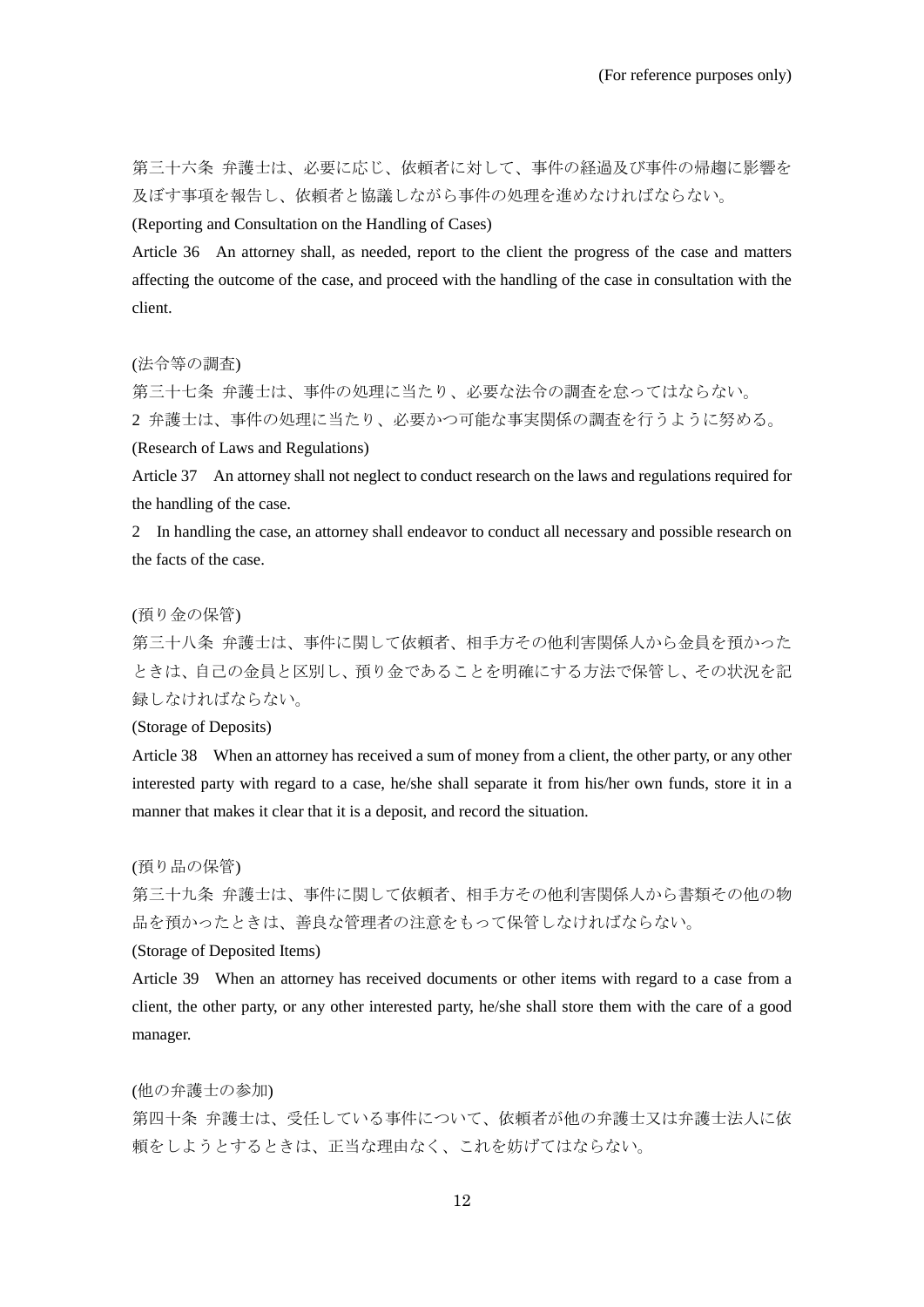第三十六条 弁護士は、必要に応じ、依頼者に対して、事件の経過及び事件の帰趨に影響を及ぼす事項を報告し、依頼者と協議しながら事件の処理を進めなければならない。

(Reporting and Consultation on the Handling of Cases)

Article 36　An attorney shall, as needed, report to the client the progress of the case and matters affecting the outcome of the case, and proceed with the handling of the case in consultation with the client.

(法令等の調査)

第三十七条 弁護士は、事件の処理に当たり、必要な法令の調査を怠ってはならない。

2 弁護士は、事件の処理に当たり、必要かつ可能な事実関係の調査を行うように努める。

(Research of Laws and Regulations)

Article 37　An attorney shall not neglect to conduct research on the laws and regulations required for the handling of the case.

2　In handling the case, an attorney shall endeavor to conduct all necessary and possible research on the facts of the case.

(預り金の保管)

第三十八条 弁護士は、事件に関して依頼者、相手方その他利害関係人から金員を預かったときは、自己の金員と区別し、預り金であることを明確にする方法で保管し、その状況を記録しなければならない。

(Storage of Deposits)

Article 38　When an attorney has received a sum of money from a client, the other party, or any other interested party with regard to a case, he/she shall separate it from his/her own funds, store it in a manner that makes it clear that it is a deposit, and record the situation.

(預り品の保管)

第三十九条 弁護士は、事件に関して依頼者、相手方その他利害関係人から書類その他の物品を預かったときは、善良な管理者の注意をもって保管しなければならない。

(Storage of Deposited Items)

Article 39　When an attorney has received documents or other items with regard to a case from a client, the other party, or any other interested party, he/she shall store them with the care of a good manager.

(他の弁護士の参加)

第四十条 弁護士は、受任している事件について、依頼者が他の弁護士又は弁護士法人に依頼をしようとするときは、正当な理由なく、これを妨げてはならない。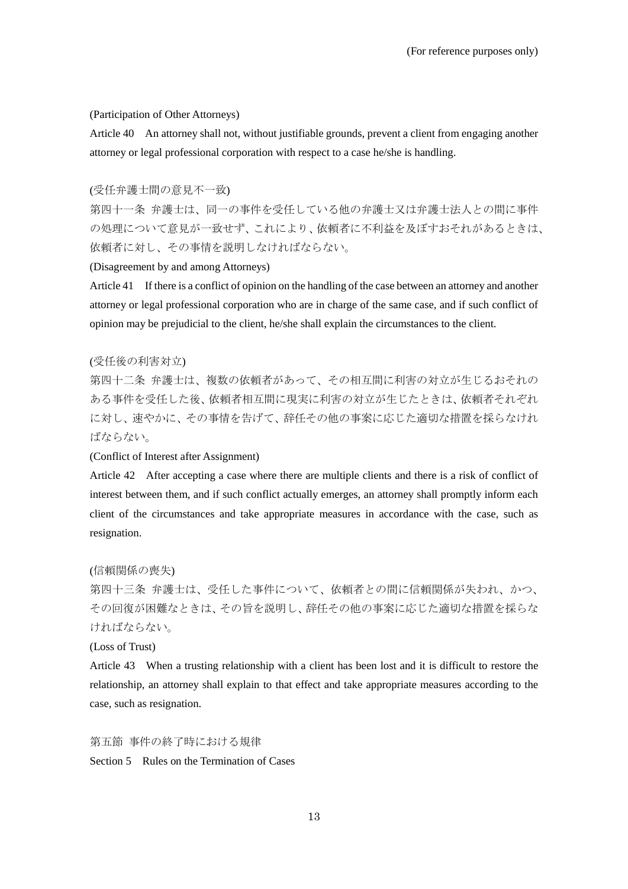(Participation of Other Attorneys)

Article 40　An attorney shall not, without justifiable grounds, prevent a client from engaging another attorney or legal professional corporation with respect to a case he/she is handling.

(受任弁護士間の意見不一致)

第四十一条　弁護士は、同一の事件を受任している他の弁護士又は弁護士法人との間に事件の処理について意見が一致せず、これにより、依頼者に不利益を及ぼすおそれがあるときは、依頼者に対し、その事情を説明しなければならない。

(Disagreement by and among Attorneys)

Article 41　If there is a conflict of opinion on the handling of the case between an attorney and another attorney or legal professional corporation who are in charge of the same case, and if such conflict of opinion may be prejudicial to the client, he/she shall explain the circumstances to the client.

(受任後の利害対立)

第四十二条　弁護士は、複数の依頼者があって、その相互間に利害の対立が生じるおそれのある事件を受任した後、依頼者相互間に現実に利害の対立が生じたときは、依頼者それぞれに対し、速やかに、その事情を告げて、辞任その他の事案に応じた適切な措置を採らなければならない。

(Conflict of Interest after Assignment)

Article 42　After accepting a case where there are multiple clients and there is a risk of conflict of interest between them, and if such conflict actually emerges, an attorney shall promptly inform each client of the circumstances and take appropriate measures in accordance with the case, such as resignation.

(信頼関係の喪失)

第四十三条　弁護士は、受任した事件について、依頼者との間に信頼関係が失われ、かつ、その回復が困難なときは、その旨を説明し、辞任その他の事案に応じた適切な措置を採らなければならない。

(Loss of Trust)

Article 43　When a trusting relationship with a client has been lost and it is difficult to restore the relationship, an attorney shall explain to that effect and take appropriate measures according to the case, such as resignation.

## 第五節　事件の終了時における規律

## Section 5　Rules on the Termination of Cases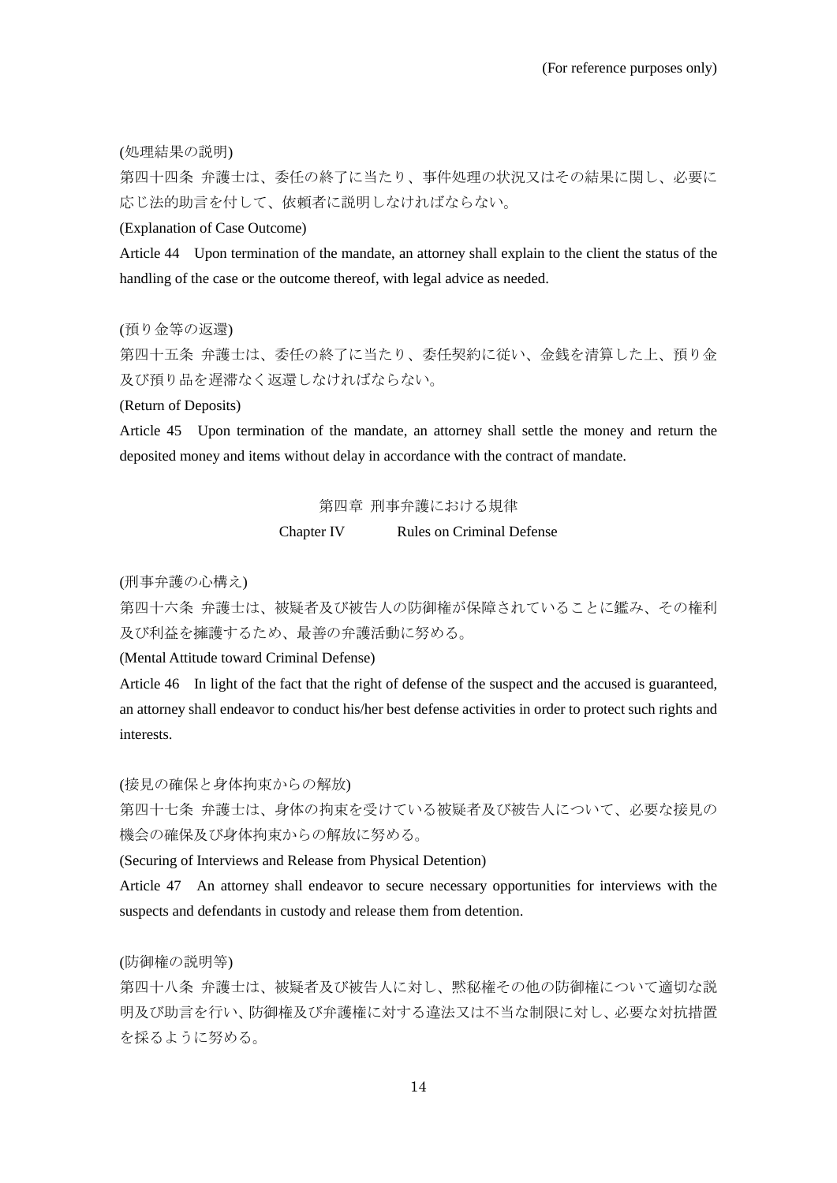(For reference purposes only)

(処理結果の説明)

第四十四条 弁護士は、委任の終了に当たり、事件処理の状況又はその結果に関し、必要に応じ法的助言を付して、依頼者に説明しなければならない。

(Explanation of Case Outcome)

Article 44 Upon termination of the mandate, an attorney shall explain to the client the status of the handling of the case or the outcome thereof, with legal advice as needed.

(預り金等の返還)

第四十五条 弁護士は、委任の終了に当たり、委任契約に従い、金銭を清算した上、預り金及び預り品を遅滞なく返還しなければならない。

(Return of Deposits)

Article 45 Upon termination of the mandate, an attorney shall settle the money and return the deposited money and items without delay in accordance with the contract of mandate.

## 第四章 刑事弁護における規律

## Chapter IV Rules on Criminal Defense

(刑事弁護の心構え)

第四十六条 弁護士は、被疑者及び被告人の防御権が保障されていることに鑑み、その権利及び利益を擁護するため、最善の弁護活動に努める。

(Mental Attitude toward Criminal Defense)

Article 46 In light of the fact that the right of defense of the suspect and the accused is guaranteed, an attorney shall endeavor to conduct his/her best defense activities in order to protect such rights and interests.

(接見の確保と身体拘束からの解放)

第四十七条 弁護士は、身体の拘束を受けている被疑者及び被告人について、必要な接見の機会の確保及び身体拘束からの解放に努める。

(Securing of Interviews and Release from Physical Detention)

Article 47 An attorney shall endeavor to secure necessary opportunities for interviews with the suspects and defendants in custody and release them from detention.

(防御権の説明等)

第四十八条 弁護士は、被疑者及び被告人に対し、黙秘権その他の防御権について適切な説明及び助言を行い、防御権及び弁護権に対する違法又は不当な制限に対し、必要な対抗措置を採るように努める。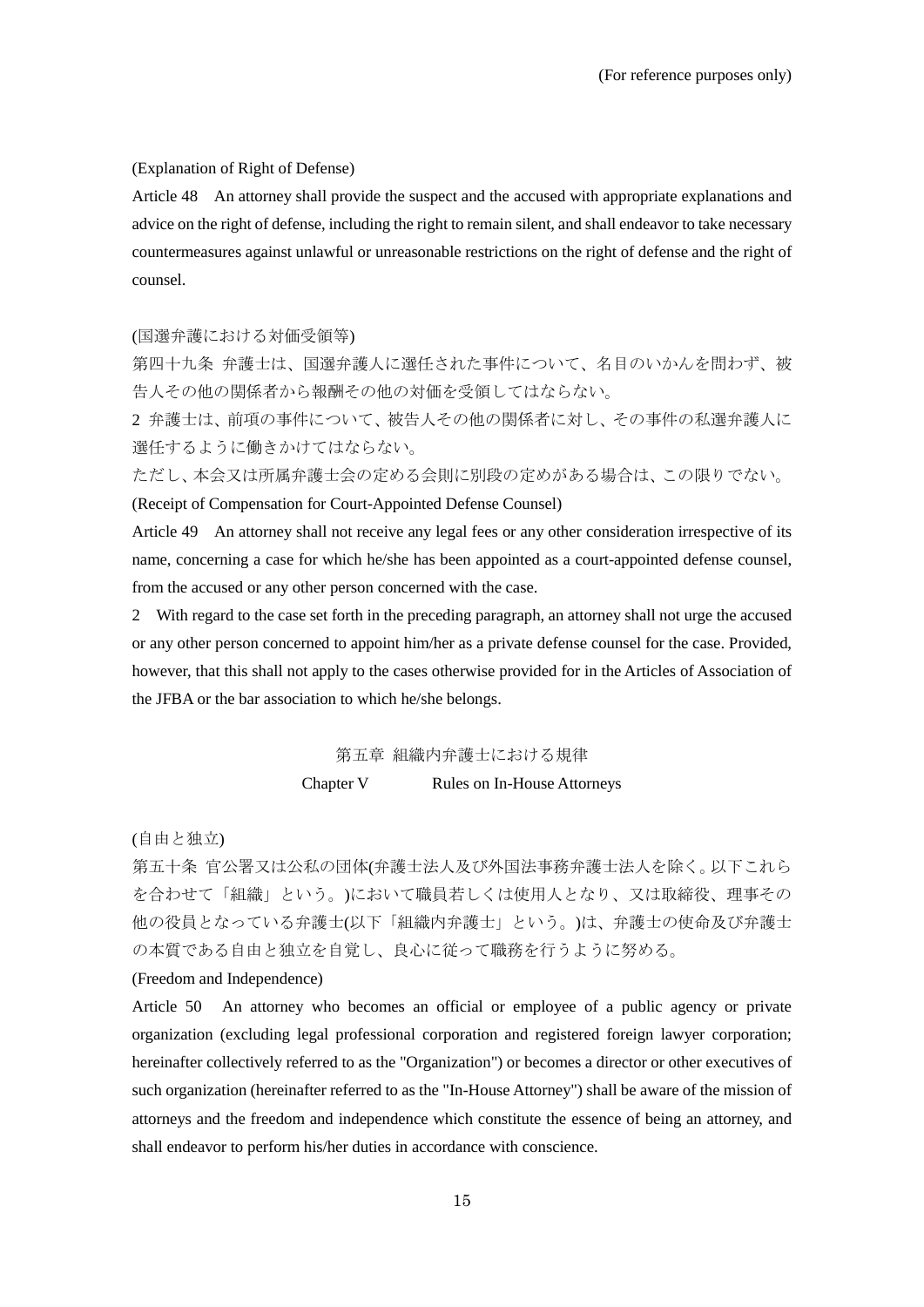(For reference purposes only)

(Explanation of Right of Defense)

Article 48　An attorney shall provide the suspect and the accused with appropriate explanations and advice on the right of defense, including the right to remain silent, and shall endeavor to take necessary countermeasures against unlawful or unreasonable restrictions on the right of defense and the right of counsel.

(国選弁護における対価受領等)

第四十九条 弁護士は、国選弁護人に選任された事件について、名目のいかんを問わず、被告人その他の関係者から報酬その他の対価を受領してはならない。

2 弁護士は、前項の事件について、被告人その他の関係者に対し、その事件の私選弁護人に選任するように働きかけてはならない。

ただし、本会又は所属弁護士会の定める会則に別段の定めがある場合は、この限りでない。

(Receipt of Compensation for Court-Appointed Defense Counsel)

Article 49　An attorney shall not receive any legal fees or any other consideration irrespective of its name, concerning a case for which he/she has been appointed as a court-appointed defense counsel, from the accused or any other person concerned with the case.

2　With regard to the case set forth in the preceding paragraph, an attorney shall not urge the accused or any other person concerned to appoint him/her as a private defense counsel for the case. Provided, however, that this shall not apply to the cases otherwise provided for in the Articles of Association of the JFBA or the bar association to which he/she belongs.

## 第五章 組織内弁護士における規律

## Chapter V　Rules on In-House Attorneys

(自由と独立)

第五十条 官公署又は公私の団体(弁護士法人及び外国法事務弁護士法人を除く。以下これらを合わせて「組織」という。)において職員若しくは使用人となり、又は取締役、理事その他の役員となっている弁護士(以下「組織内弁護士」という。)は、弁護士の使命及び弁護士の本質である自由と独立を自覚し、良心に従って職務を行うように努める。

(Freedom and Independence)

Article 50　An attorney who becomes an official or employee of a public agency or private organization (excluding legal professional corporation and registered foreign lawyer corporation; hereinafter collectively referred to as the "Organization") or becomes a director or other executives of such organization (hereinafter referred to as the "In-House Attorney") shall be aware of the mission of attorneys and the freedom and independence which constitute the essence of being an attorney, and shall endeavor to perform his/her duties in accordance with conscience.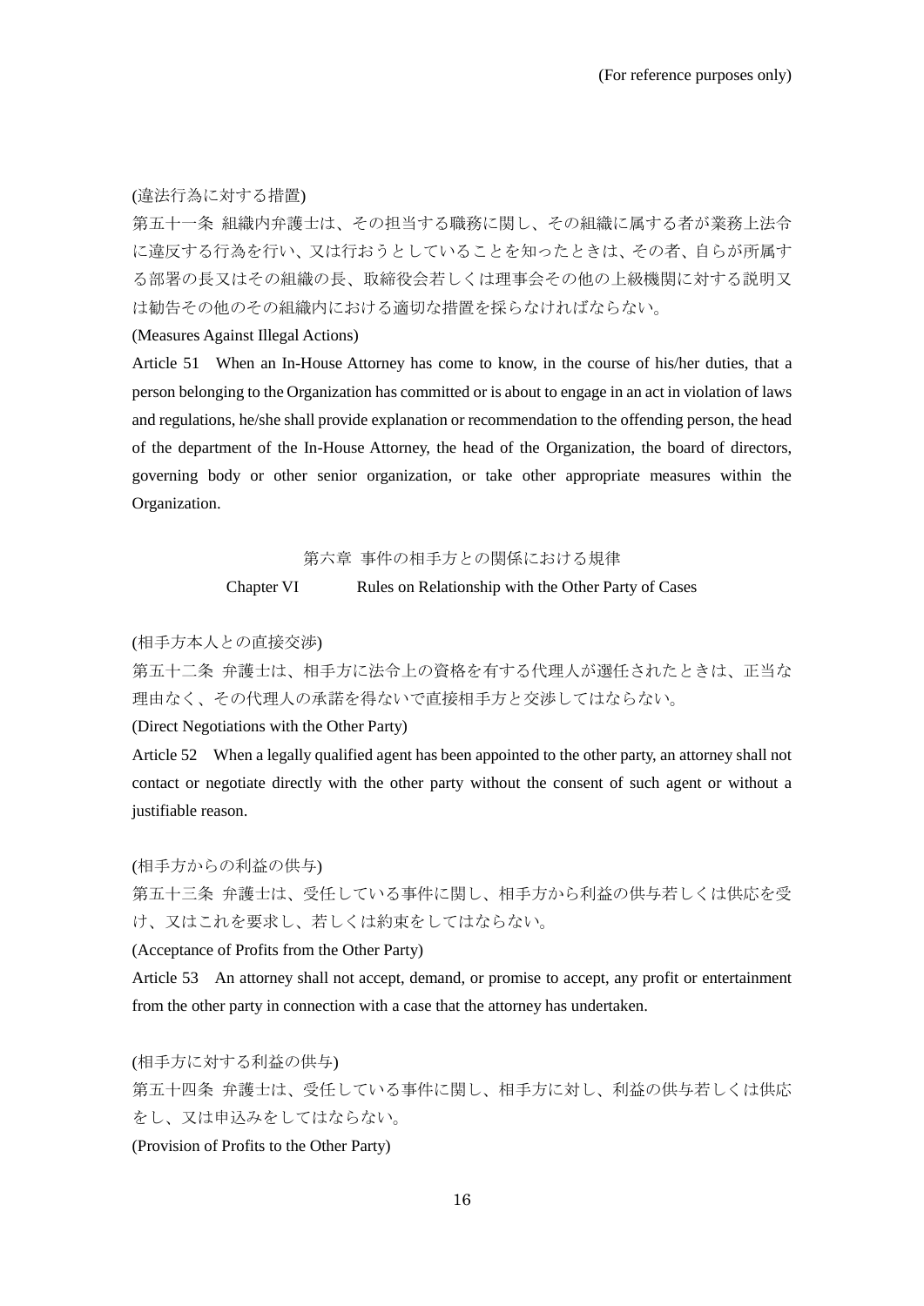(違法行為に対する措置)

第五十一条 組織内弁護士は、その担当する職務に関し、その組織に属する者が業務上法令に違反する行為を行い、又は行おうとしていることを知ったときは、その者、自らが所属する部署の長又はその組織の長、取締役会若しくは理事会その他の上級機関に対する説明又は勧告その他のその組織内における適切な措置を採らなければならない。

(Measures Against Illegal Actions)

Article 51 When an In-House Attorney has come to know, in the course of his/her duties, that a person belonging to the Organization has committed or is about to engage in an act in violation of laws and regulations, he/she shall provide explanation or recommendation to the offending person, the head of the department of the In-House Attorney, the head of the Organization, the board of directors, governing body or other senior organization, or take other appropriate measures within the Organization.

## 第六章 事件の相手方との関係における規律

## Chapter VI Rules on Relationship with the Other Party of Cases

(相手方本人との直接交渉)

第五十二条 弁護士は、相手方に法令上の資格を有する代理人が選任されたときは、正当な理由なく、その代理人の承諾を得ないで直接相手方と交渉してはならない。

(Direct Negotiations with the Other Party)

Article 52 When a legally qualified agent has been appointed to the other party, an attorney shall not contact or negotiate directly with the other party without the consent of such agent or without a justifiable reason.

(相手方からの利益の供与)

第五十三条 弁護士は、受任している事件に関し、相手方から利益の供与若しくは供応を受け、又はこれを要求し、若しくは約束をしてはならない。

(Acceptance of Profits from the Other Party)

Article 53 An attorney shall not accept, demand, or promise to accept, any profit or entertainment from the other party in connection with a case that the attorney has undertaken.

(相手方に対する利益の供与)

第五十四条 弁護士は、受任している事件に関し、相手方に対し、利益の供与若しくは供応をし、又は申込みをしてはならない。

(Provision of Profits to the Other Party)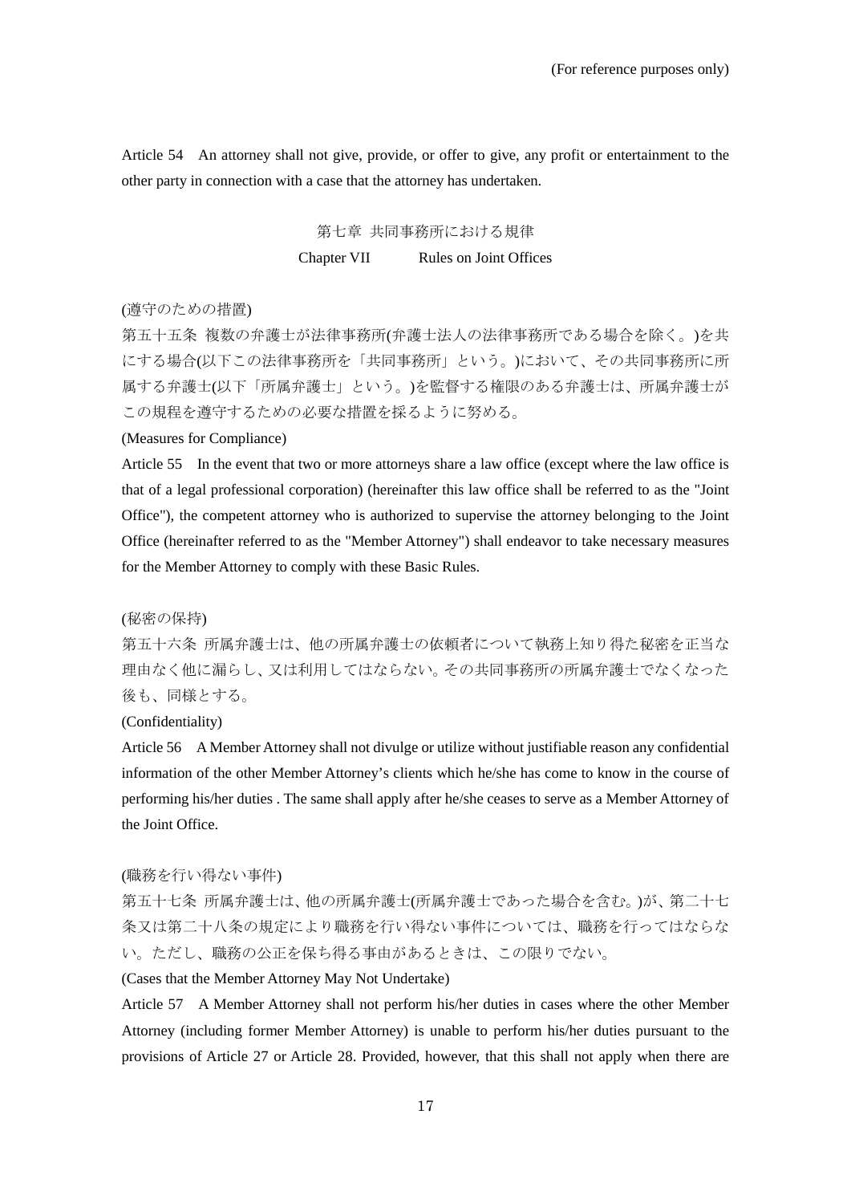Article 54　An attorney shall not give, provide, or offer to give, any profit or entertainment to the other party in connection with a case that the attorney has undertaken.

## 第七章 共同事務所における規律

## Chapter VII　Rules on Joint Offices

(遵守のための措置)

第五十五条 複数の弁護士が法律事務所(弁護士法人の法律事務所である場合を除く。)を共にする場合(以下この法律事務所を「共同事務所」という。)において、その共同事務所に所属する弁護士(以下「所属弁護士」という。)を監督する権限のある弁護士は、所属弁護士がこの規程を遵守するための必要な措置を採るように努める。

(Measures for Compliance)

Article 55　In the event that two or more attorneys share a law office (except where the law office is that of a legal professional corporation) (hereinafter this law office shall be referred to as the "Joint Office"), the competent attorney who is authorized to supervise the attorney belonging to the Joint Office (hereinafter referred to as the "Member Attorney") shall endeavor to take necessary measures for the Member Attorney to comply with these Basic Rules.

(秘密の保持)

第五十六条 所属弁護士は、他の所属弁護士の依頼者について執務上知り得た秘密を正当な理由なく他に漏らし、又は利用してはならない。その共同事務所の所属弁護士でなくなった後も、同様とする。

(Confidentiality)

Article 56　A Member Attorney shall not divulge or utilize without justifiable reason any confidential information of the other Member Attorney's clients which he/she has come to know in the course of performing his/her duties . The same shall apply after he/she ceases to serve as a Member Attorney of the Joint Office.

(職務を行い得ない事件)

第五十七条 所属弁護士は、他の所属弁護士(所属弁護士であった場合を含む。)が、第二十七条又は第二十八条の規定により職務を行い得ない事件については、職務を行ってはならない。ただし、職務の公正を保ち得る事由があるときは、この限りでない。

(Cases that the Member Attorney May Not Undertake)

Article 57　A Member Attorney shall not perform his/her duties in cases where the other Member Attorney (including former Member Attorney) is unable to perform his/her duties pursuant to the provisions of Article 27 or Article 28. Provided, however, that this shall not apply when there are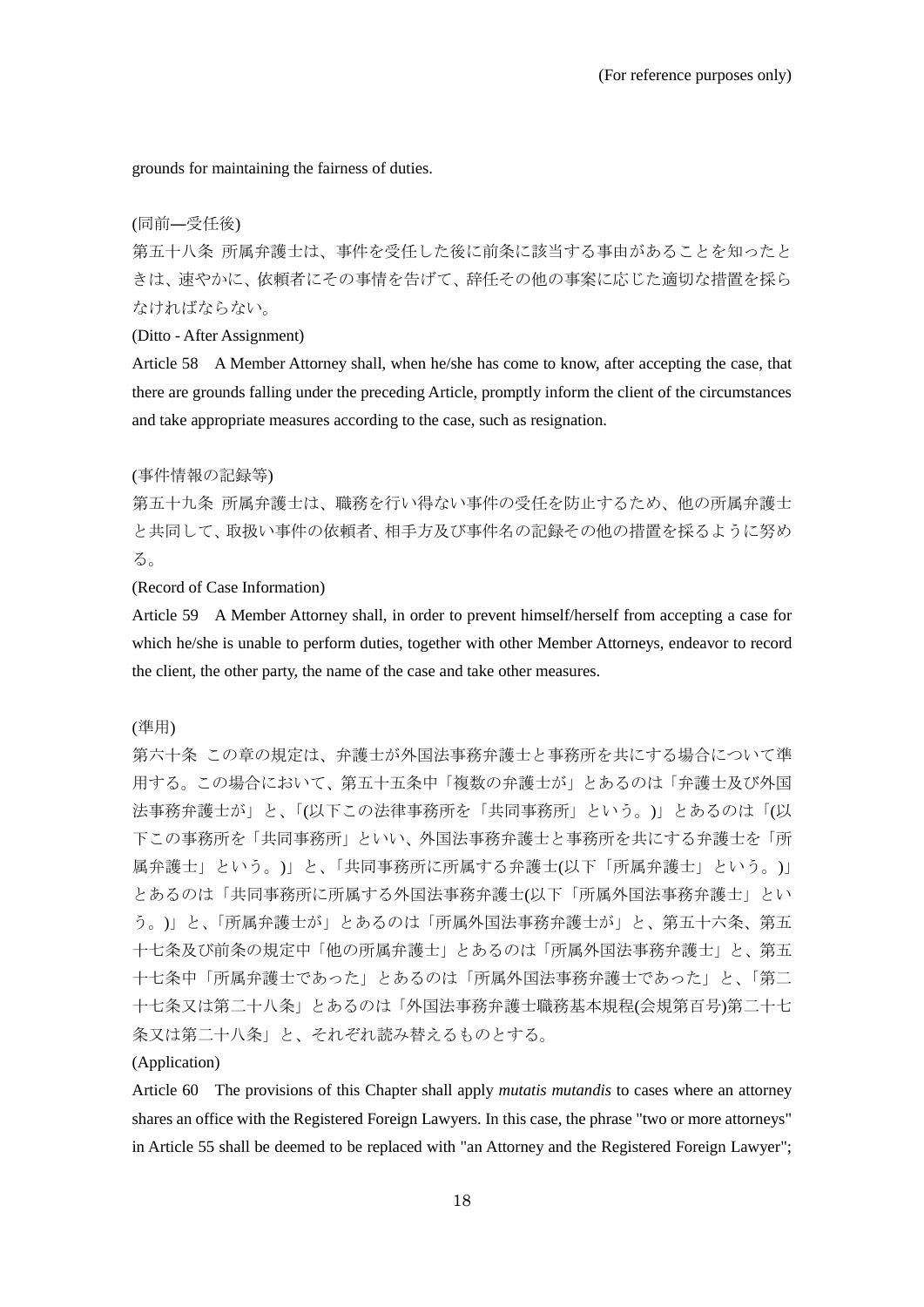grounds for maintaining the fairness of duties.

(同前―受任後)

第五十八条 所属弁護士は、事件を受任した後に前条に該当する事由があることを知ったときは、速やかに、依頼者にその事情を告げて、辞任その他の事案に応じた適切な措置を採らなければならない。

(Ditto - After Assignment)

Article 58 A Member Attorney shall, when he/she has come to know, after accepting the case, that there are grounds falling under the preceding Article, promptly inform the client of the circumstances and take appropriate measures according to the case, such as resignation.

(事件情報の記録等)

第五十九条 所属弁護士は、職務を行い得ない事件の受任を防止するため、他の所属弁護士と共同して、取扱い事件の依頼者、相手方及び事件名の記録その他の措置を採るように努める。

(Record of Case Information)

Article 59 A Member Attorney shall, in order to prevent himself/herself from accepting a case for which he/she is unable to perform duties, together with other Member Attorneys, endeavor to record the client, the other party, the name of the case and take other measures.

(準用)

第六十条 この章の規定は、弁護士が外国法事務弁護士と事務所を共にする場合について準用する。この場合において、第五十五条中「複数の弁護士が」とあるのは「弁護士及び外国法事務弁護士が」と、「(以下この法律事務所を「共同事務所」という。)」とあるのは「(以下この事務所を「共同事務所」といい、外国法事務弁護士と事務所を共にする弁護士を「所属弁護士」という。)」と、「共同事務所に所属する弁護士(以下「所属弁護士」という。)」とあるのは「共同事務所に所属する外国法事務弁護士(以下「所属外国法事務弁護士」という。)」と、「所属弁護士が」とあるのは「所属外国法事務弁護士が」と、第五十六条、第五十七条及び前条の規定中「他の所属弁護士」とあるのは「所属外国法事務弁護士」と、第五十七条中「所属弁護士であった」とあるのは「所属外国法事務弁護士であった」と、「第二十七条又は第二十八条」とあるのは「外国法事務弁護士職務基本規程(会規第百号)第二十七条又は第二十八条」と、それぞれ読み替えるものとする。

(Application)

Article 60 The provisions of this Chapter shall apply *mutatis mutandis* to cases where an attorney shares an office with the Registered Foreign Lawyers. In this case, the phrase "two or more attorneys" in Article 55 shall be deemed to be replaced with "an Attorney and the Registered Foreign Lawyer";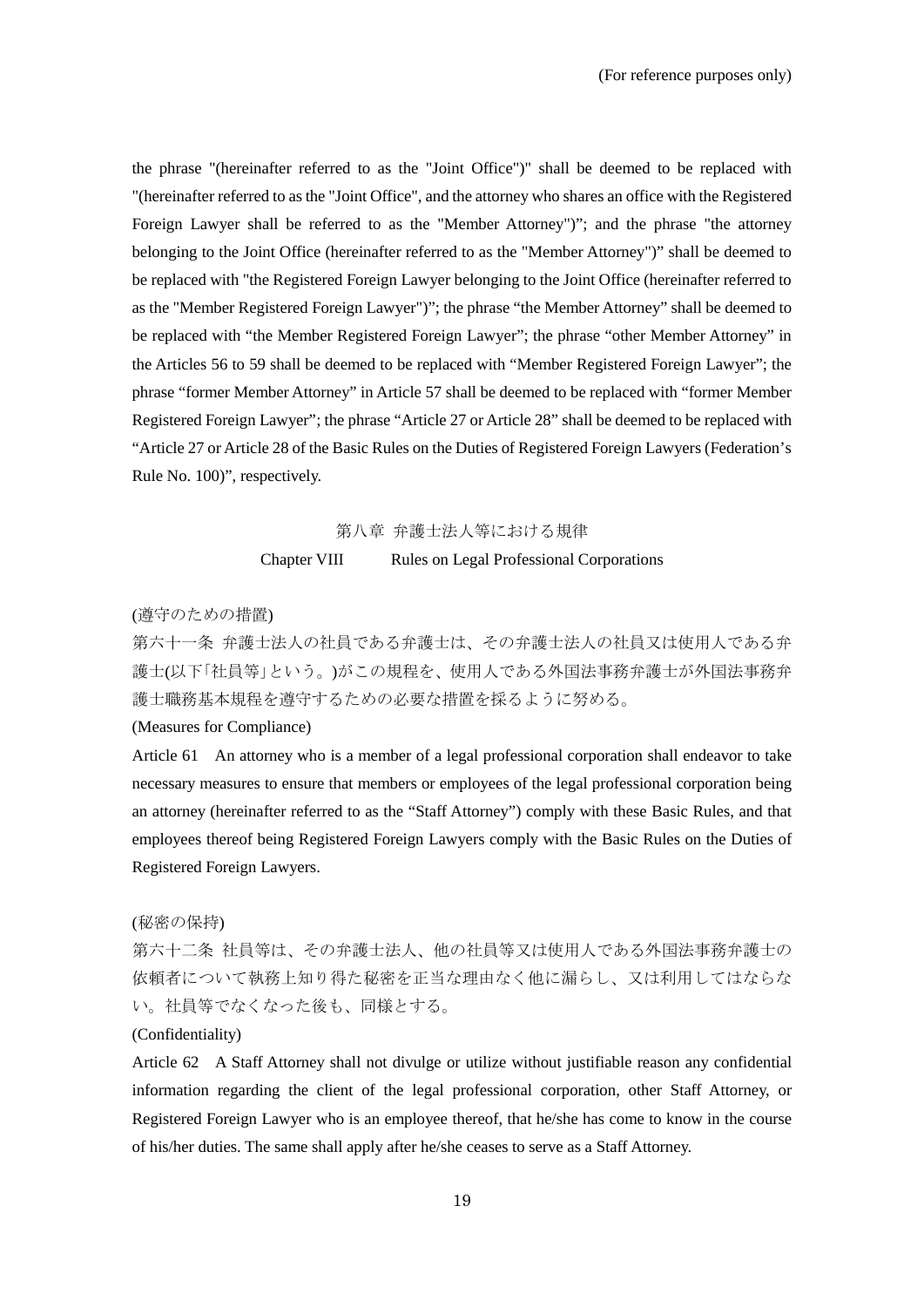the phrase "(hereinafter referred to as the "Joint Office")" shall be deemed to be replaced with "(hereinafter referred to as the "Joint Office", and the attorney who shares an office with the Registered Foreign Lawyer shall be referred to as the "Member Attorney")"; and the phrase "the attorney belonging to the Joint Office (hereinafter referred to as the "Member Attorney")" shall be deemed to be replaced with "the Registered Foreign Lawyer belonging to the Joint Office (hereinafter referred to as the "Member Registered Foreign Lawyer")"; the phrase "the Member Attorney" shall be deemed to be replaced with "the Member Registered Foreign Lawyer"; the phrase "other Member Attorney" in the Articles 56 to 59 shall be deemed to be replaced with "Member Registered Foreign Lawyer"; the phrase "former Member Attorney" in Article 57 shall be deemed to be replaced with "former Member Registered Foreign Lawyer"; the phrase "Article 27 or Article 28" shall be deemed to be replaced with "Article 27 or Article 28 of the Basic Rules on the Duties of Registered Foreign Lawyers (Federation's Rule No. 100)", respectively.

## 第八章 弁護士法人等における規律

## Chapter VIII Rules on Legal Professional Corporations

(遵守のための措置)

第六十一条 弁護士法人の社員である弁護士は、その弁護士法人の社員又は使用人である弁護士(以下「社員等」という。)がこの規程を、使用人である外国法事務弁護士が外国法事務弁護士職務基本規程を遵守するための必要な措置を採るように努める。

(Measures for Compliance)

Article 61 An attorney who is a member of a legal professional corporation shall endeavor to take necessary measures to ensure that members or employees of the legal professional corporation being an attorney (hereinafter referred to as the "Staff Attorney") comply with these Basic Rules, and that employees thereof being Registered Foreign Lawyers comply with the Basic Rules on the Duties of Registered Foreign Lawyers.

(秘密の保持)

第六十二条 社員等は、その弁護士法人、他の社員等又は使用人である外国法事務弁護士の依頼者について執務上知り得た秘密を正当な理由なく他に漏らし、又は利用してはならない。社員等でなくなった後も、同様とする。

(Confidentiality)

Article 62 A Staff Attorney shall not divulge or utilize without justifiable reason any confidential information regarding the client of the legal professional corporation, other Staff Attorney, or Registered Foreign Lawyer who is an employee thereof, that he/she has come to know in the course of his/her duties. The same shall apply after he/she ceases to serve as a Staff Attorney.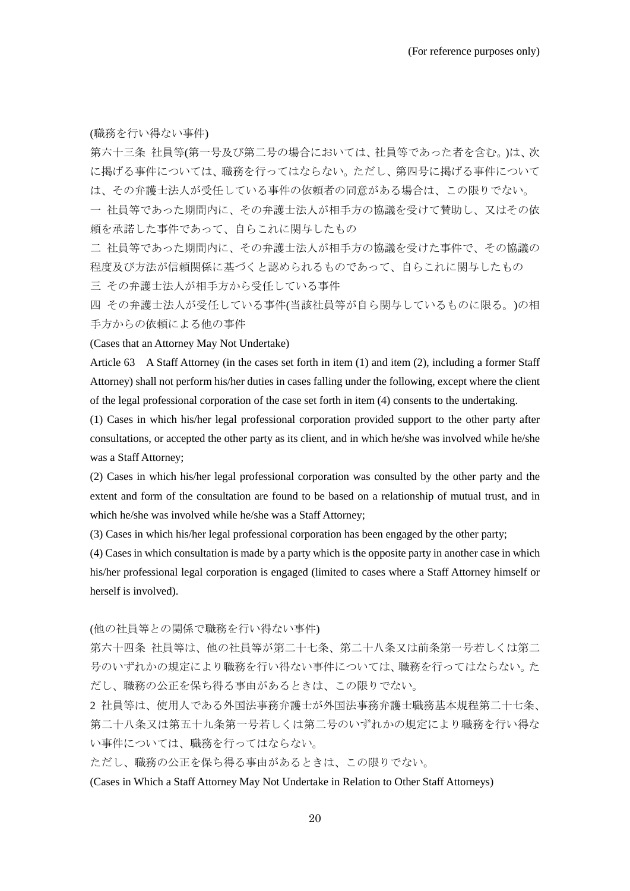(For reference purposes only)

(職務を行い得ない事件)

第六十三条 社員等(第一号及び第二号の場合においては、社員等であった者を含む。)は、次に掲げる事件については、職務を行ってはならない。ただし、第四号に掲げる事件については、その弁護士法人が受任している事件の依頼者の同意がある場合は、この限りでない。

一 社員等であった期間内に、その弁護士法人が相手方の協議を受けて賛助し、又はその依頼を承諾した事件であって、自らこれに関与したもの

二 社員等であった期間内に、その弁護士法人が相手方の協議を受けた事件で、その協議の程度及び方法が信頼関係に基づくと認められるものであって、自らこれに関与したもの

三 その弁護士法人が相手方から受任している事件

四 その弁護士法人が受任している事件(当該社員等が自ら関与しているものに限る。)の相手方からの依頼による他の事件

(Cases that an Attorney May Not Undertake)

Article 63　A Staff Attorney (in the cases set forth in item (1) and item (2), including a former Staff Attorney) shall not perform his/her duties in cases falling under the following, except where the client of the legal professional corporation of the case set forth in item (4) consents to the undertaking.

(1) Cases in which his/her legal professional corporation provided support to the other party after consultations, or accepted the other party as its client, and in which he/she was involved while he/she was a Staff Attorney;

(2) Cases in which his/her legal professional corporation was consulted by the other party and the extent and form of the consultation are found to be based on a relationship of mutual trust, and in which he/she was involved while he/she was a Staff Attorney;

(3) Cases in which his/her legal professional corporation has been engaged by the other party;

(4) Cases in which consultation is made by a party which is the opposite party in another case in which his/her professional legal corporation is engaged (limited to cases where a Staff Attorney himself or herself is involved).

(他の社員等との関係で職務を行い得ない事件)

第六十四条 社員等は、他の社員等が第二十七条、第二十八条又は前条第一号若しくは第二号のいずれかの規定により職務を行い得ない事件については、職務を行ってはならない。ただし、職務の公正を保ち得る事由があるときは、この限りでない。

2 社員等は、使用人である外国法事務弁護士が外国法事務弁護士職務基本規程第二十七条、第二十八条又は第五十九条第一号若しくは第二号のいずれかの規定により職務を行い得ない事件については、職務を行ってはならない。

ただし、職務の公正を保ち得る事由があるときは、この限りでない。

(Cases in Which a Staff Attorney May Not Undertake in Relation to Other Staff Attorneys)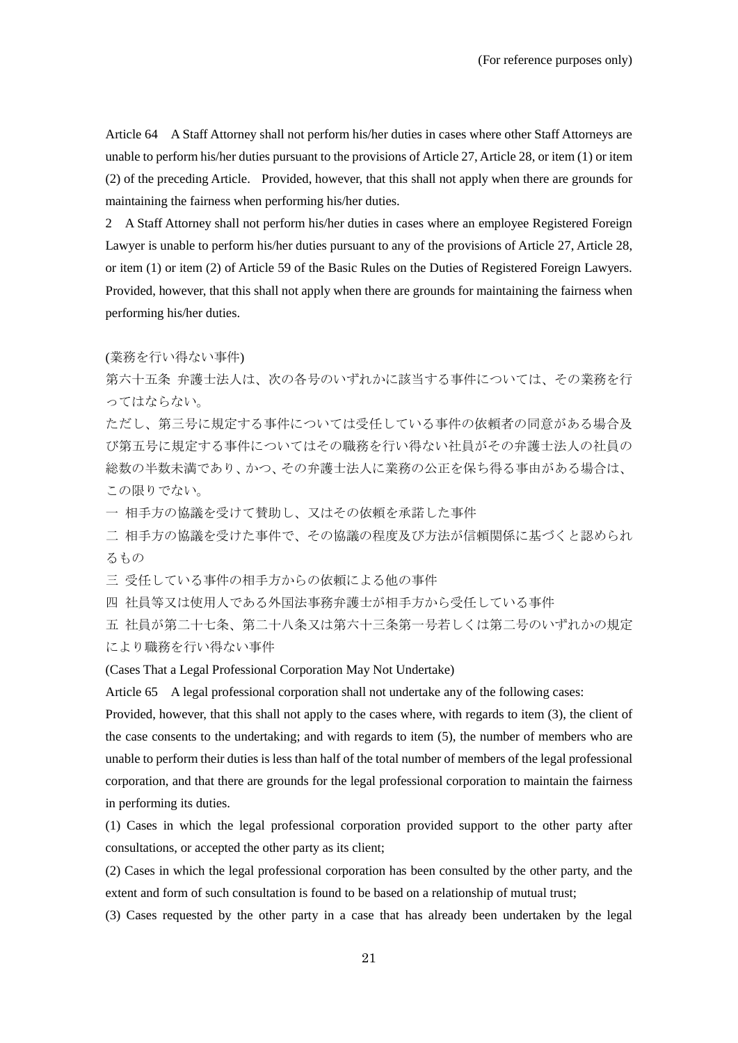Article 64　A Staff Attorney shall not perform his/her duties in cases where other Staff Attorneys are unable to perform his/her duties pursuant to the provisions of Article 27, Article 28, or item (1) or item (2) of the preceding Article.　Provided, however, that this shall not apply when there are grounds for maintaining the fairness when performing his/her duties.

2　A Staff Attorney shall not perform his/her duties in cases where an employee Registered Foreign Lawyer is unable to perform his/her duties pursuant to any of the provisions of Article 27, Article 28, or item (1) or item (2) of Article 59 of the Basic Rules on the Duties of Registered Foreign Lawyers. Provided, however, that this shall not apply when there are grounds for maintaining the fairness when performing his/her duties.

(業務を行い得ない事件)

第六十五条　弁護士法人は、次の各号のいずれかに該当する事件については、その業務を行ってはならない。

ただし、第三号に規定する事件については受任している事件の依頼者の同意がある場合及び第五号に規定する事件についてはその職務を行い得ない社員がその弁護士法人の社員の総数の半数未満であり、かつ、その弁護士法人に業務の公正を保ち得る事由がある場合は、この限りでない。

一　相手方の協議を受けて賛助し、又はその依頼を承諾した事件

二　相手方の協議を受けた事件で、その協議の程度及び方法が信頼関係に基づくと認められるもの

三　受任している事件の相手方からの依頼による他の事件

四　社員等又は使用人である外国法事務弁護士が相手方から受任している事件

五　社員が第二十七条、第二十八条又は第六十三条第一号若しくは第二号のいずれかの規定により職務を行い得ない事件

(Cases That a Legal Professional Corporation May Not Undertake)

Article 65　A legal professional corporation shall not undertake any of the following cases:

Provided, however, that this shall not apply to the cases where, with regards to item (3), the client of the case consents to the undertaking; and with regards to item (5), the number of members who are unable to perform their duties is less than half of the total number of members of the legal professional corporation, and that there are grounds for the legal professional corporation to maintain the fairness in performing its duties.

(1) Cases in which the legal professional corporation provided support to the other party after consultations, or accepted the other party as its client;

(2) Cases in which the legal professional corporation has been consulted by the other party, and the extent and form of such consultation is found to be based on a relationship of mutual trust;

(3) Cases requested by the other party in a case that has already been undertaken by the legal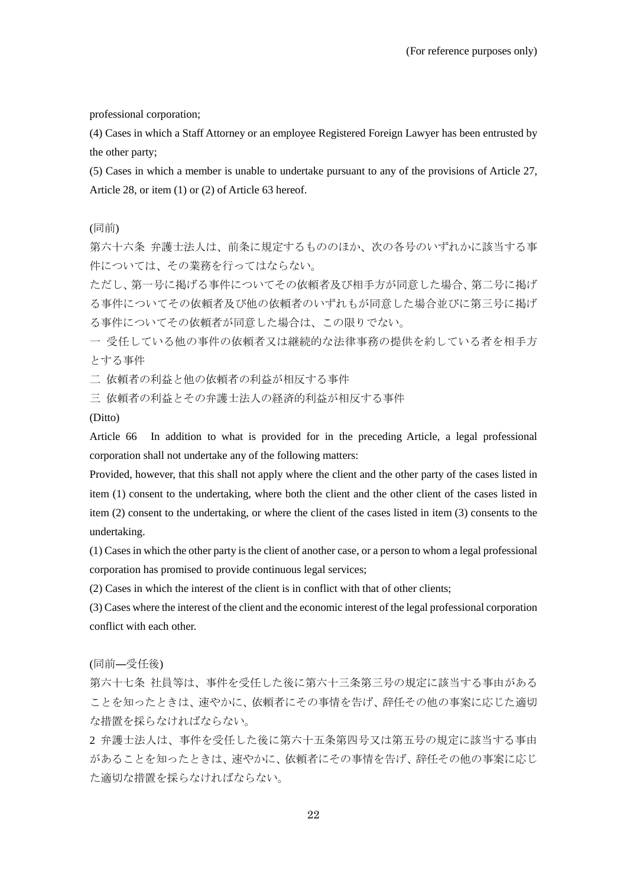professional corporation;

(4) Cases in which a Staff Attorney or an employee Registered Foreign Lawyer has been entrusted by the other party;

(5) Cases in which a member is unable to undertake pursuant to any of the provisions of Article 27, Article 28, or item (1) or (2) of Article 63 hereof.

(同前)

第六十六条 弁護士法人は、前条に規定するもののほか、次の各号のいずれかに該当する事件については、その業務を行ってはならない。

ただし、第一号に掲げる事件についてその依頼者及び相手方が同意した場合、第二号に掲げる事件についてその依頼者及び他の依頼者のいずれもが同意した場合並びに第三号に掲げる事件についてその依頼者が同意した場合は、この限りでない。

一 受任している他の事件の依頼者又は継続的な法律事務の提供を約している者を相手方とする事件

二 依頼者の利益と他の依頼者の利益が相反する事件

三 依頼者の利益とその弁護士法人の経済的利益が相反する事件

(Ditto)

Article 66 In addition to what is provided for in the preceding Article, a legal professional corporation shall not undertake any of the following matters:

Provided, however, that this shall not apply where the client and the other party of the cases listed in item (1) consent to the undertaking, where both the client and the other client of the cases listed in item (2) consent to the undertaking, or where the client of the cases listed in item (3) consents to the undertaking.

(1) Cases in which the other party is the client of another case, or a person to whom a legal professional corporation has promised to provide continuous legal services;

(2) Cases in which the interest of the client is in conflict with that of other clients;

(3) Cases where the interest of the client and the economic interest of the legal professional corporation conflict with each other.

(同前―受任後)

第六十七条 社員等は、事件を受任した後に第六十三条第三号の規定に該当する事由があることを知ったときは、速やかに、依頼者にその事情を告げ、辞任その他の事案に応じた適切な措置を採らなければならない。

2 弁護士法人は、事件を受任した後に第六十五条第四号又は第五号の規定に該当する事由があることを知ったときは、速やかに、依頼者にその事情を告げ、辞任その他の事案に応じた適切な措置を採らなければならない。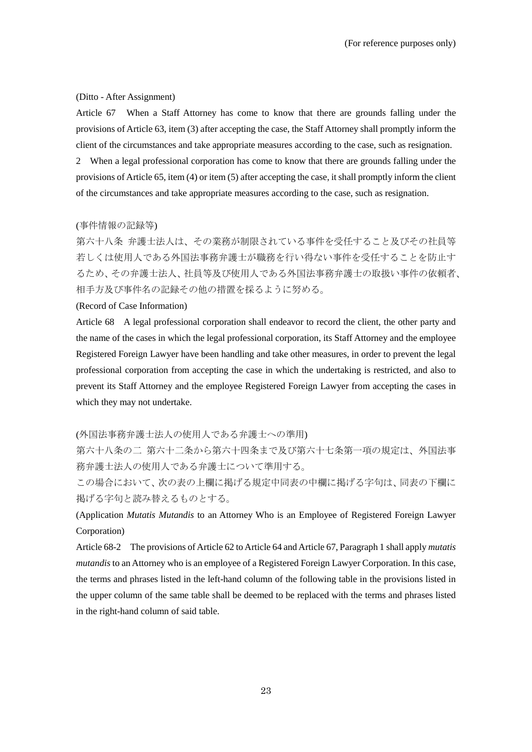(For reference purposes only)

(Ditto - After Assignment)

Article 67 When a Staff Attorney has come to know that there are grounds falling under the provisions of Article 63, item (3) after accepting the case, the Staff Attorney shall promptly inform the client of the circumstances and take appropriate measures according to the case, such as resignation.

2 When a legal professional corporation has come to know that there are grounds falling under the provisions of Article 65, item (4) or item (5) after accepting the case, it shall promptly inform the client of the circumstances and take appropriate measures according to the case, such as resignation.

(事件情報の記録等)

第六十八条 弁護士法人は、その業務が制限されている事件を受任すること及びその社員等若しくは使用人である外国法事務弁護士が職務を行い得ない事件を受任することを防止するため、その弁護士法人、社員等及び使用人である外国法事務弁護士の取扱い事件の依頼者、相手方及び事件名の記録その他の措置を採るように努める。

(Record of Case Information)

Article 68 A legal professional corporation shall endeavor to record the client, the other party and the name of the cases in which the legal professional corporation, its Staff Attorney and the employee Registered Foreign Lawyer have handling and take other measures, in order to prevent the legal professional corporation from accepting the case in which the undertaking is restricted, and also to prevent its Staff Attorney and the employee Registered Foreign Lawyer from accepting the cases in which they may not undertake.

(外国法事務弁護士法人の使用人である弁護士への準用)

第六十八条の二 第六十二条から第六十四条まで及び第六十七条第一項の規定は、外国法事務弁護士法人の使用人である弁護士について準用する。

この場合において、次の表の上欄に掲げる規定中同表の中欄に掲げる字句は、同表の下欄に掲げる字句と読み替えるものとする。

(Application *Mutatis Mutandis* to an Attorney Who is an Employee of Registered Foreign Lawyer Corporation)

Article 68-2 The provisions of Article 62 to Article 64 and Article 67, Paragraph 1 shall apply *mutatis mutandis* to an Attorney who is an employee of a Registered Foreign Lawyer Corporation. In this case, the terms and phrases listed in the left-hand column of the following table in the provisions listed in the upper column of the same table shall be deemed to be replaced with the terms and phrases listed in the right-hand column of said table.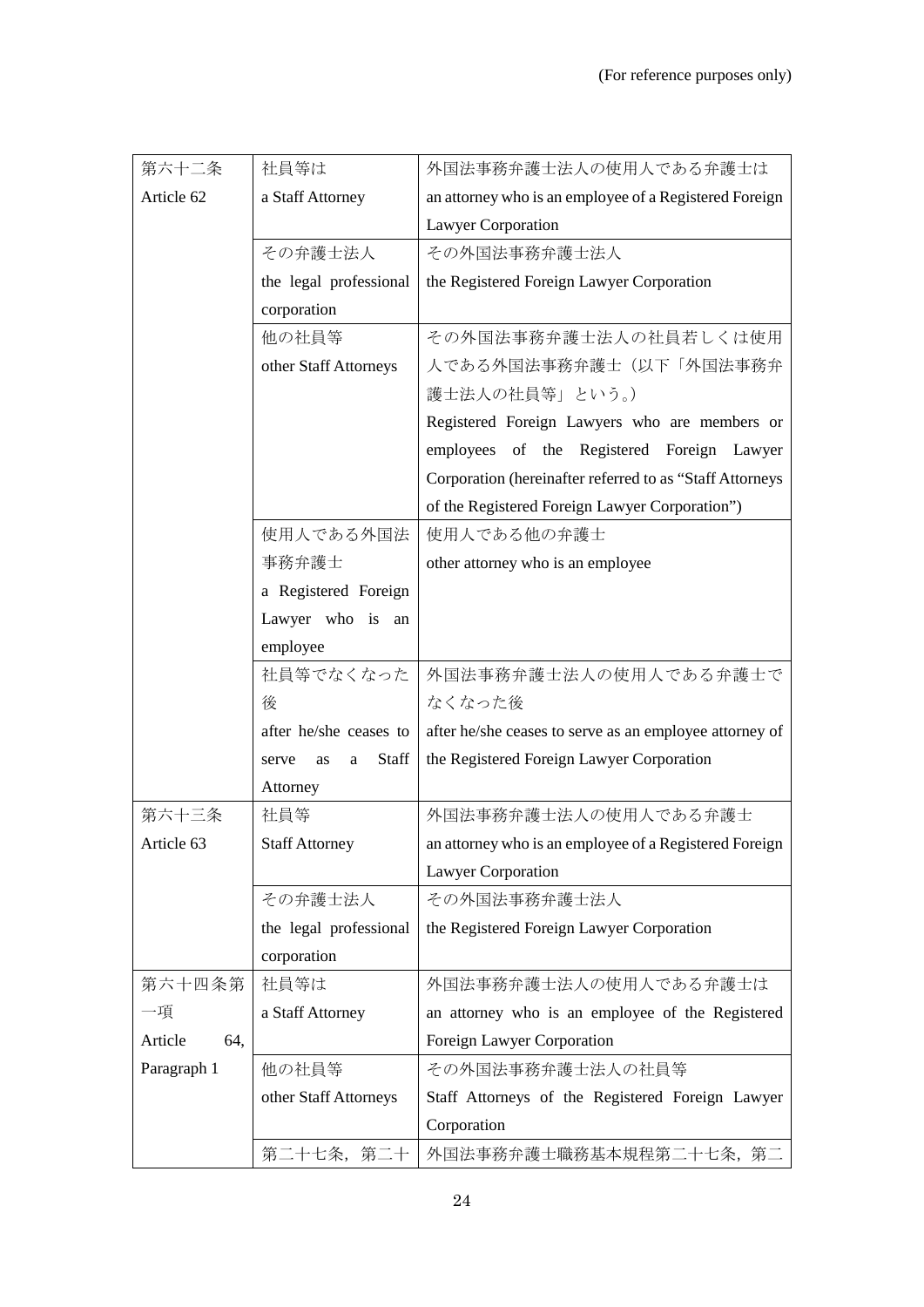(For reference purposes only)

| | | |
|---|---|---|
| 第六十二条<br>Article 62 | 社員等は<br>a Staff Attorney | 外国法事務弁護士法人の使用人である弁護士は<br>an attorney who is an employee of a Registered Foreign Lawyer Corporation |
| | その弁護士法人<br>the legal professional corporation | その外国法事務弁護士法人<br>the Registered Foreign Lawyer Corporation |
| | 他の社員等<br>other Staff Attorneys | その外国法事務弁護士法人の社員若しくは使用人である外国法事務弁護士（以下「外国法事務弁護士法人の社員等」という。）<br>Registered Foreign Lawyers who are members or employees of the Registered Foreign Lawyer Corporation (hereinafter referred to as "Staff Attorneys of the Registered Foreign Lawyer Corporation") |
| | 使用人である外国法事務弁護士<br>a Registered Foreign Lawyer who is an employee | 使用人である他の弁護士<br>other attorney who is an employee |
| | 社員等でなくなった後<br>after he/she ceases to serve as a Staff Attorney | 外国法事務弁護士法人の使用人である弁護士でなくなった後<br>after he/she ceases to serve as an employee attorney of the Registered Foreign Lawyer Corporation |
| 第六十三条<br>Article 63 | 社員等<br>Staff Attorney | 外国法事務弁護士法人の使用人である弁護士<br>an attorney who is an employee of a Registered Foreign Lawyer Corporation |
| | その弁護士法人<br>the legal professional corporation | その外国法事務弁護士法人<br>the Registered Foreign Lawyer Corporation |
| 第六十四条第一項<br>Article 64, Paragraph 1 | 社員等は<br>a Staff Attorney | 外国法事務弁護士法人の使用人である弁護士は<br>an attorney who is an employee of the Registered Foreign Lawyer Corporation |
| | 他の社員等<br>other Staff Attorneys | その外国法事務弁護士法人の社員等<br>Staff Attorneys of the Registered Foreign Lawyer Corporation |
| | 第二十七条，第二十 | 外国法事務弁護士職務基本規程第二十七条，第二 |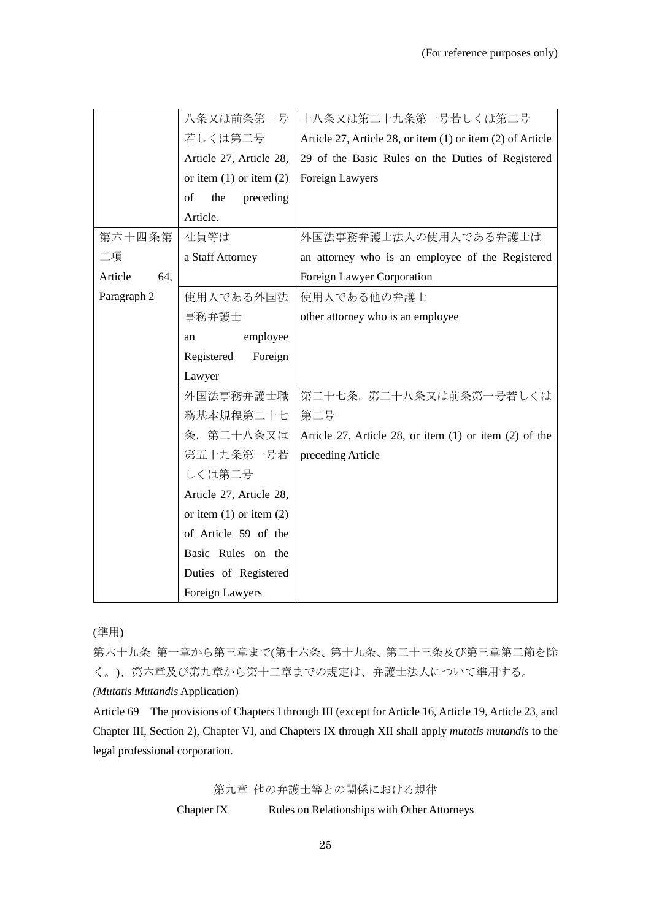| | | |
|---|---|---|
| | 八条又は前条第一号若しくは第二号<br>Article 27, Article 28, or item (1) or item (2) of the preceding Article. | 十八条又は第二十九条第一号若しくは第二号<br>Article 27, Article 28, or item (1) or item (2) of Article 29 of the Basic Rules on the Duties of Registered Foreign Lawyers |
| 第六十四条第二項<br>Article 64, Paragraph 2 | 社員等は<br>a Staff Attorney | 外国法事務弁護士法人の使用人である弁護士は<br>an attorney who is an employee of the Registered Foreign Lawyer Corporation |
| | 使用人である外国法事務弁護士<br>an employee Registered Foreign Lawyer | 使用人である他の弁護士<br>other attorney who is an employee |
| | 外国法事務弁護士職務基本規程第二十七条，第二十八条又は第五十九条第一号若しくは第二号<br>Article 27, Article 28, or item (1) or item (2) of Article 59 of the Basic Rules on the Duties of Registered Foreign Lawyers | 第二十七条，第二十八条又は前条第一号若しくは第二号<br>Article 27, Article 28, or item (1) or item (2) of the preceding Article |

(準用)

第六十九条 第一章から第三章まで(第十六条、第十九条、第二十三条及び第三章第二節を除く。)、第六章及び第九章から第十二章までの規定は、弁護士法人について準用する。

*(Mutatis Mutandis* Application)

Article 69 The provisions of Chapters I through III (except for Article 16, Article 19, Article 23, and Chapter III, Section 2), Chapter VI, and Chapters IX through XII shall apply *mutatis mutandis* to the legal professional corporation.

## 第九章 他の弁護士等との関係における規律

## Chapter IX Rules on Relationships with Other Attorneys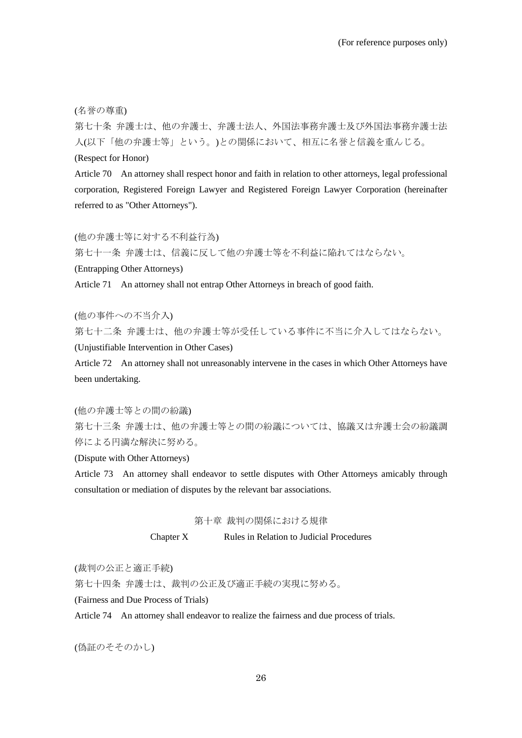(For reference purposes only)

(名誉の尊重)

第七十条 弁護士は、他の弁護士、弁護士法人、外国法事務弁護士及び外国法事務弁護士法人(以下「他の弁護士等」という。)との関係において、相互に名誉と信義を重んじる。

(Respect for Honor)

Article 70 An attorney shall respect honor and faith in relation to other attorneys, legal professional corporation, Registered Foreign Lawyer and Registered Foreign Lawyer Corporation (hereinafter referred to as "Other Attorneys").

(他の弁護士等に対する不利益行為)

第七十一条 弁護士は、信義に反して他の弁護士等を不利益に陥れてはならない。

(Entrapping Other Attorneys)

Article 71 An attorney shall not entrap Other Attorneys in breach of good faith.

(他の事件への不当介入)

第七十二条 弁護士は、他の弁護士等が受任している事件に不当に介入してはならない。

(Unjustifiable Intervention in Other Cases)

Article 72 An attorney shall not unreasonably intervene in the cases in which Other Attorneys have been undertaking.

(他の弁護士等との間の紛議)

第七十三条 弁護士は、他の弁護士等との間の紛議については、協議又は弁護士会の紛議調停による円満な解決に努める。

(Dispute with Other Attorneys)

Article 73 An attorney shall endeavor to settle disputes with Other Attorneys amicably through consultation or mediation of disputes by the relevant bar associations.

## 第十章 裁判の関係における規律

## Chapter X Rules in Relation to Judicial Procedures

(裁判の公正と適正手続)

第七十四条 弁護士は、裁判の公正及び適正手続の実現に努める。

(Fairness and Due Process of Trials)

Article 74 An attorney shall endeavor to realize the fairness and due process of trials.

(偽証のそそのかし)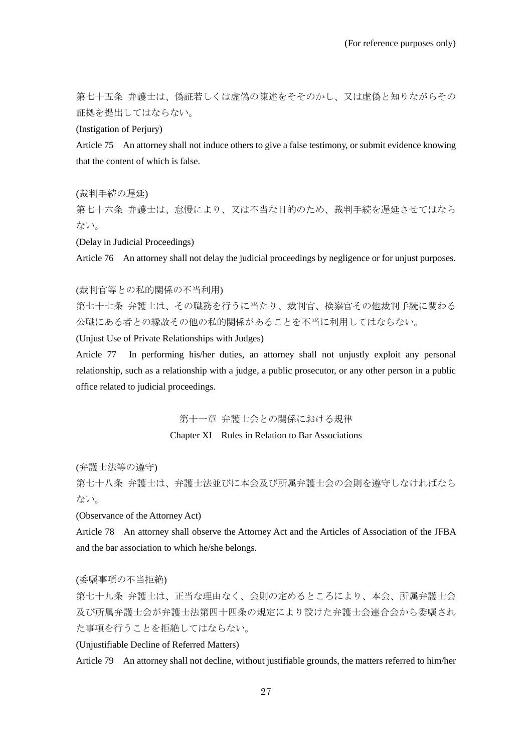(For reference purposes only)

第七十五条 弁護士は、偽証若しくは虚偽の陳述をそそのかし、又は虚偽と知りながらその証拠を提出してはならない。

(Instigation of Perjury)

Article 75 An attorney shall not induce others to give a false testimony, or submit evidence knowing that the content of which is false.

(裁判手続の遅延)

第七十六条 弁護士は、怠慢により、又は不当な目的のため、裁判手続を遅延させてはならない。

(Delay in Judicial Proceedings)

Article 76 An attorney shall not delay the judicial proceedings by negligence or for unjust purposes.

(裁判官等との私的関係の不当利用)

第七十七条 弁護士は、その職務を行うに当たり、裁判官、検察官その他裁判手続に関わる公職にある者との縁故その他の私的関係があることを不当に利用してはならない。

(Unjust Use of Private Relationships with Judges)

Article 77 In performing his/her duties, an attorney shall not unjustly exploit any personal relationship, such as a relationship with a judge, a public prosecutor, or any other person in a public office related to judicial proceedings.

## 第十一章 弁護士会との関係における規律

## Chapter XI Rules in Relation to Bar Associations

(弁護士法等の遵守)

第七十八条 弁護士は、弁護士法並びに本会及び所属弁護士会の会則を遵守しなければならない。

(Observance of the Attorney Act)

Article 78 An attorney shall observe the Attorney Act and the Articles of Association of the JFBA and the bar association to which he/she belongs.

(委嘱事項の不当拒絶)

第七十九条 弁護士は、正当な理由なく、会則の定めるところにより、本会、所属弁護士会及び所属弁護士会が弁護士法第四十四条の規定により設けた弁護士会連合会から委嘱された事項を行うことを拒絶してはならない。

(Unjustifiable Decline of Referred Matters)

Article 79 An attorney shall not decline, without justifiable grounds, the matters referred to him/her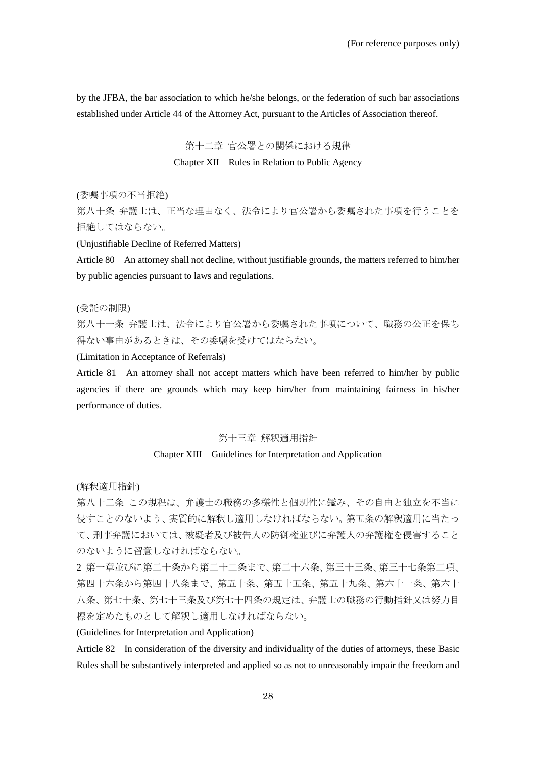by the JFBA, the bar association to which he/she belongs, or the federation of such bar associations established under Article 44 of the Attorney Act, pursuant to the Articles of Association thereof.

## 第十二章 官公署との関係における規律

## Chapter XII　Rules in Relation to Public Agency

(委嘱事項の不当拒絶)

第八十条 弁護士は、正当な理由なく、法令により官公署から委嘱された事項を行うことを拒絶してはならない。

(Unjustifiable Decline of Referred Matters)

Article 80　An attorney shall not decline, without justifiable grounds, the matters referred to him/her by public agencies pursuant to laws and regulations.

(受託の制限)

第八十一条 弁護士は、法令により官公署から委嘱された事項について、職務の公正を保ち得ない事由があるときは、その委嘱を受けてはならない。

(Limitation in Acceptance of Referrals)

Article 81　An attorney shall not accept matters which have been referred to him/her by public agencies if there are grounds which may keep him/her from maintaining fairness in his/her performance of duties.

## 第十三章 解釈適用指針

## Chapter XIII　Guidelines for Interpretation and Application

(解釈適用指針)

第八十二条 この規程は、弁護士の職務の多様性と個別性に鑑み、その自由と独立を不当に侵すことのないよう、実質的に解釈し適用しなければならない。第五条の解釈適用に当たって、刑事弁護においては、被疑者及び被告人の防御権並びに弁護人の弁護権を侵害することのないように留意しなければならない。

2 第一章並びに第二十条から第二十二条まで、第二十六条、第三十三条、第三十七条第二項、第四十六条から第四十八条まで、第五十条、第五十五条、第五十九条、第六十一条、第六十八条、第七十条、第七十三条及び第七十四条の規定は、弁護士の職務の行動指針又は努力目標を定めたものとして解釈し適用しなければならない。

(Guidelines for Interpretation and Application)

Article 82　In consideration of the diversity and individuality of the duties of attorneys, these Basic Rules shall be substantively interpreted and applied so as not to unreasonably impair the freedom and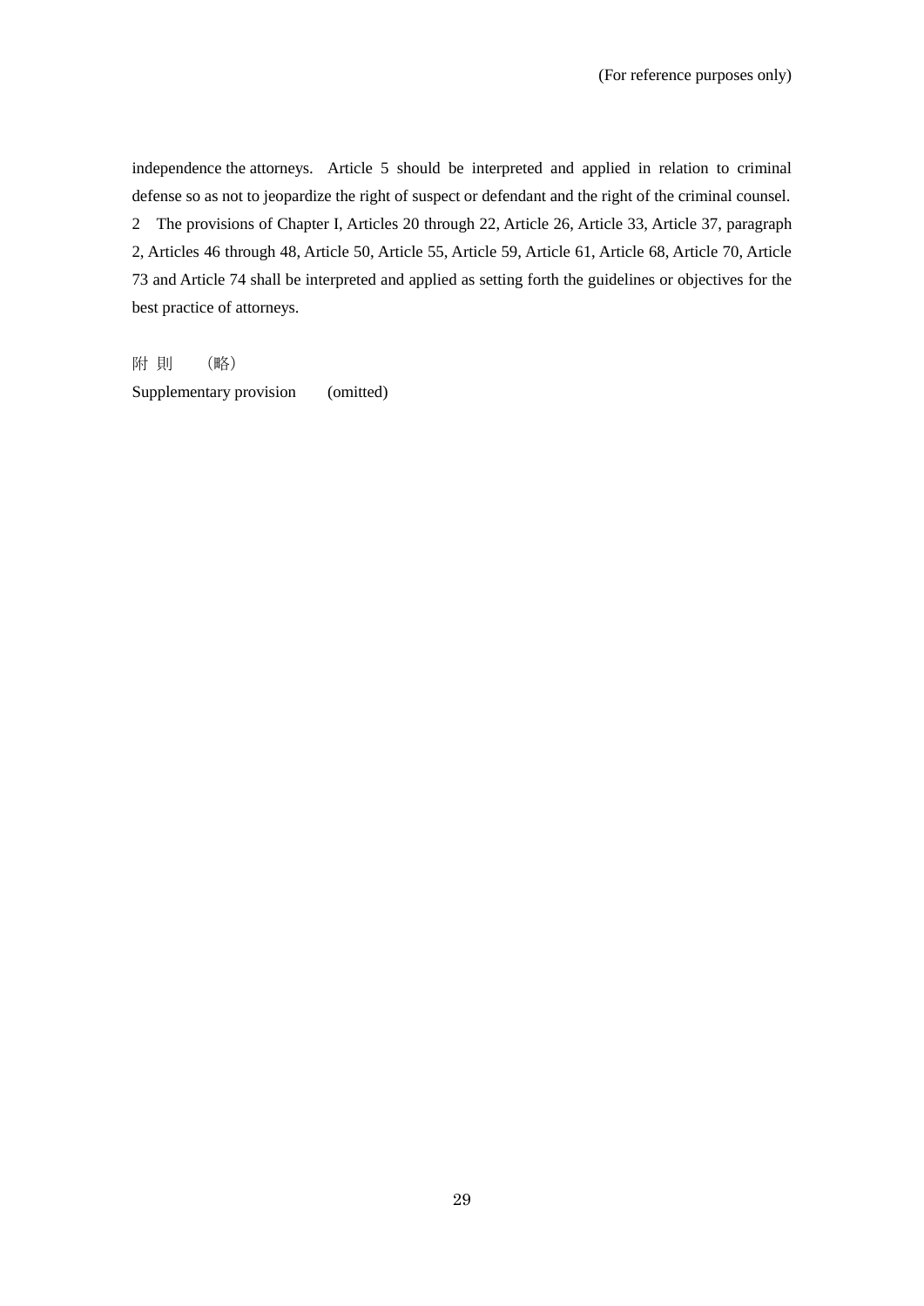independence the attorneys. Article 5 should be interpreted and applied in relation to criminal defense so as not to jeopardize the right of suspect or defendant and the right of the criminal counsel.

2 The provisions of Chapter I, Articles 20 through 22, Article 26, Article 33, Article 37, paragraph 2, Articles 46 through 48, Article 50, Article 55, Article 59, Article 61, Article 68, Article 70, Article 73 and Article 74 shall be interpreted and applied as setting forth the guidelines or objectives for the best practice of attorneys.

附 則 （略）

Supplementary provision (omitted)